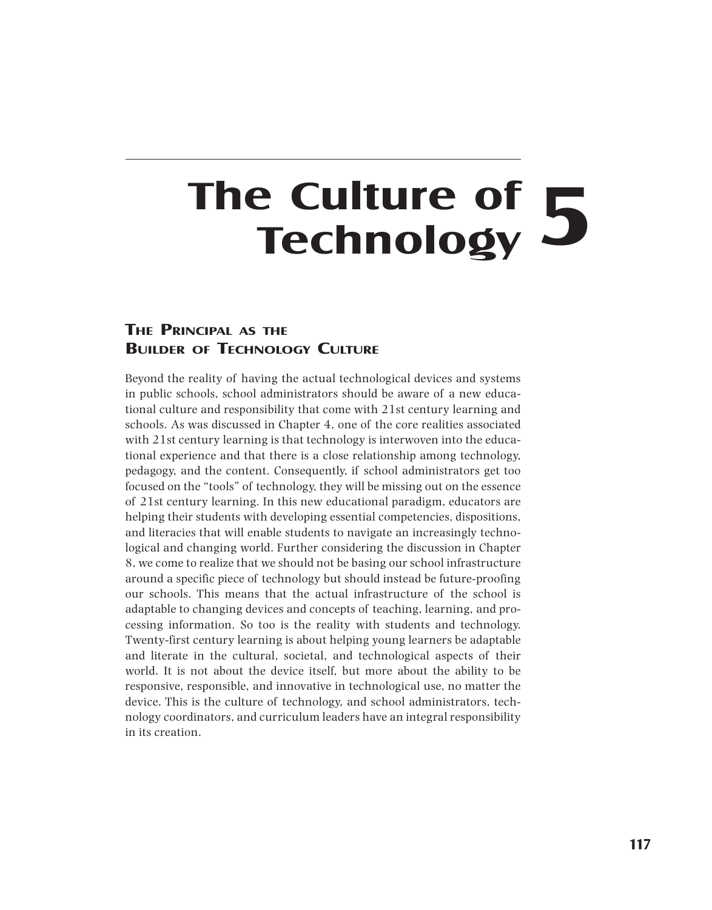# The Culture of Technology 5

## The Principal as the Builder of Technology Culture

Beyond the reality of having the actual technological devices and systems in public schools, school administrators should be aware of a new educational culture and responsibility that come with 21st century learning and schools. As was discussed in Chapter 4, one of the core realities associated with 21st century learning is that technology is interwoven into the educational experience and that there is a close relationship among technology, pedagogy, and the content. Consequently, if school administrators get too focused on the "tools" of technology, they will be missing out on the essence of 21st century learning. In this new educational paradigm, educators are helping their students with developing essential competencies, dispositions, and literacies that will enable students to navigate an increasingly technological and changing world. Further considering the discussion in Chapter 8, we come to realize that we should not be basing our school infrastructure around a specific piece of technology but should instead be future-proofing our schools. This means that the actual infrastructure of the school is adaptable to changing devices and concepts of teaching, learning, and processing information. So too is the reality with students and technology. Twenty-first century learning is about helping young learners be adaptable and literate in the cultural, societal, and technological aspects of their world. It is not about the device itself, but more about the ability to be responsive, responsible, and innovative in technological use, no matter the device. This is the culture of technology, and school administrators, technology coordinators, and curriculum leaders have an integral responsibility in its creation.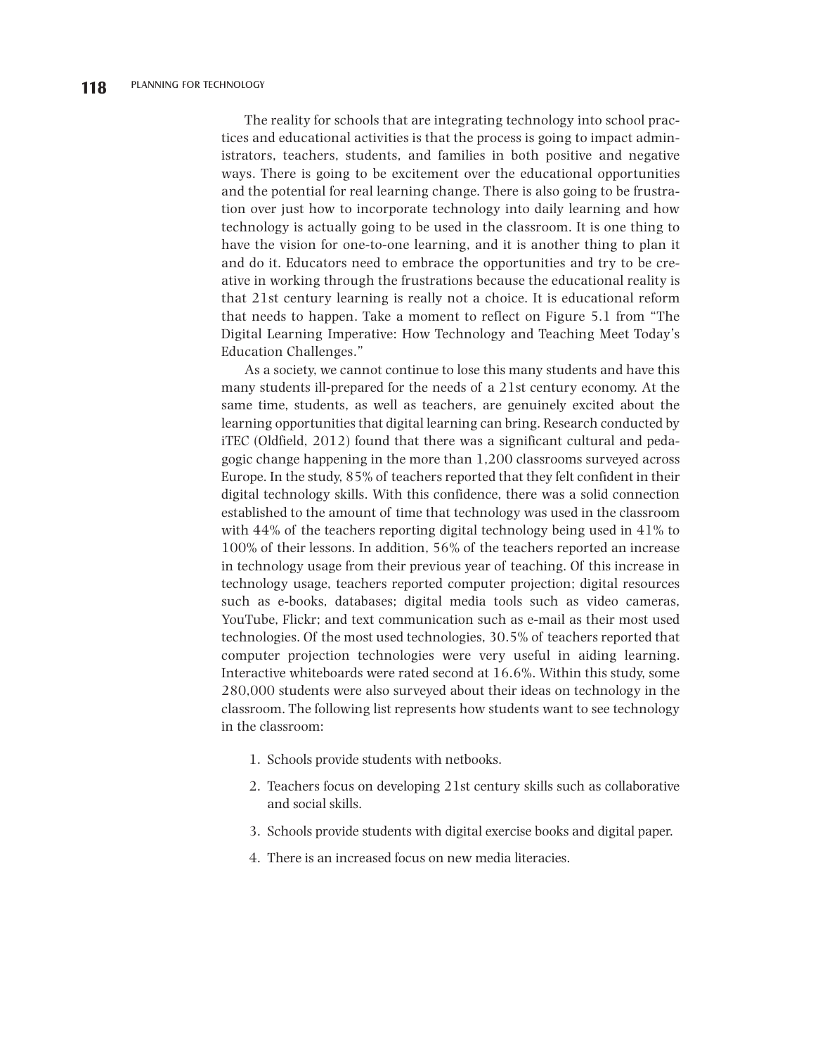The reality for schools that are integrating technology into school practices and educational activities is that the process is going to impact administrators, teachers, students, and families in both positive and negative ways. There is going to be excitement over the educational opportunities and the potential for real learning change. There is also going to be frustration over just how to incorporate technology into daily learning and how technology is actually going to be used in the classroom. It is one thing to have the vision for one-to-one learning, and it is another thing to plan it and do it. Educators need to embrace the opportunities and try to be creative in working through the frustrations because the educational reality is that 21st century learning is really not a choice. It is educational reform that needs to happen. Take a moment to reflect on Figure 5.1 from "The Digital Learning Imperative: How Technology and Teaching Meet Today's Education Challenges."

As a society, we cannot continue to lose this many students and have this many students ill-prepared for the needs of a 21st century economy. At the same time, students, as well as teachers, are genuinely excited about the learning opportunities that digital learning can bring. Research conducted by iTEC (Oldfield, 2012) found that there was a significant cultural and pedagogic change happening in the more than 1,200 classrooms surveyed across Europe. In the study, 85% of teachers reported that they felt confident in their digital technology skills. With this confidence, there was a solid connection established to the amount of time that technology was used in the classroom with 44% of the teachers reporting digital technology being used in 41% to 100% of their lessons. In addition, 56% of the teachers reported an increase in technology usage from their previous year of teaching. Of this increase in technology usage, teachers reported computer projection; digital resources such as e-books, databases; digital media tools such as video cameras, YouTube, Flickr; and text communication such as e-mail as their most used technologies. Of the most used technologies, 30.5% of teachers reported that computer projection technologies were very useful in aiding learning. Interactive whiteboards were rated second at 16.6%. Within this study, some 280,000 students were also surveyed about their ideas on technology in the classroom. The following list represents how students want to see technology in the classroom:

1. Schools provide students with netbooks.
2. Teachers focus on developing 21st century skills such as collaborative and social skills.
3. Schools provide students with digital exercise books and digital paper.
4. There is an increased focus on new media literacies.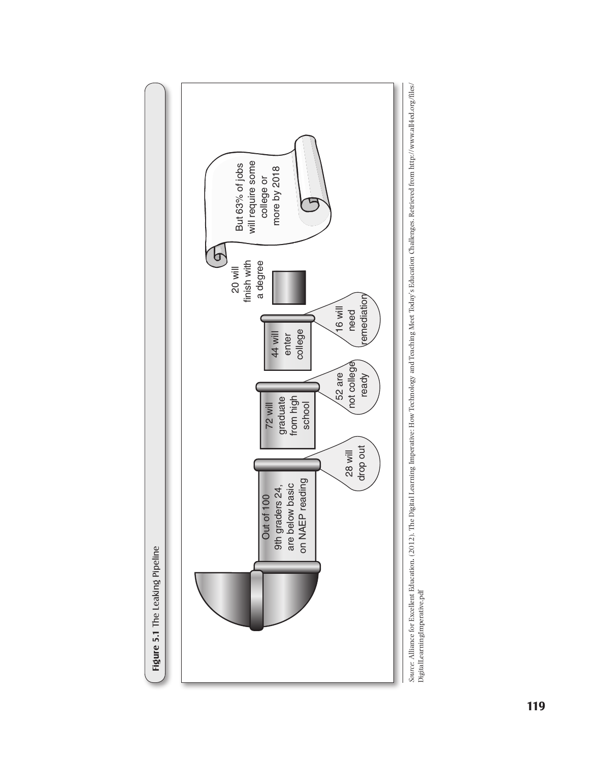**Figure 5.1** The Leaking Pipeline

Out of 100 9th graders 24, are below basic on NAEP reading

28 will drop out

72 will graduate from high school

52 are not college ready

44 will enter college

16 will need remediation

20 will finish with a degree

But 63% of jobs will require some college or more by 2018

*Source:* Alliance for Excellent Education. (2012). The Digital Learning Imperative: How Technology and Teaching Meet Today's Education Challenges. Retrieved from http://www.all4ed.org/files/DigitalLearningImperative.pdf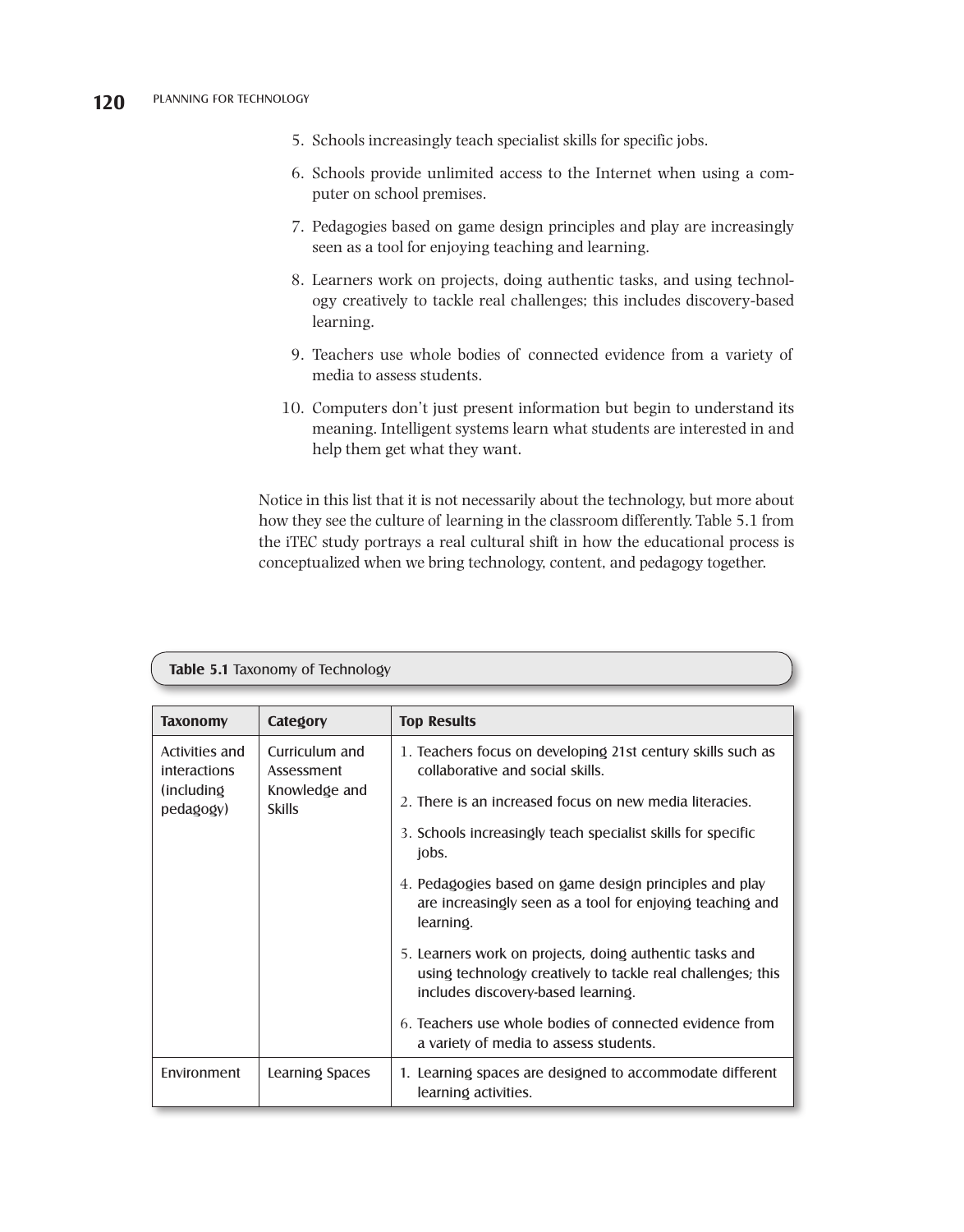5. Schools increasingly teach specialist skills for specific jobs.
6. Schools provide unlimited access to the Internet when using a computer on school premises.
7. Pedagogies based on game design principles and play are increasingly seen as a tool for enjoying teaching and learning.
8. Learners work on projects, doing authentic tasks, and using technology creatively to tackle real challenges; this includes discovery-based learning.
9. Teachers use whole bodies of connected evidence from a variety of media to assess students.
10. Computers don't just present information but begin to understand its meaning. Intelligent systems learn what students are interested in and help them get what they want.

Notice in this list that it is not necessarily about the technology, but more about how they see the culture of learning in the classroom differently. Table 5.1 from the iTEC study portrays a real cultural shift in how the educational process is conceptualized when we bring technology, content, and pedagogy together.

**Table 5.1** Taxonomy of Technology

| Taxonomy | Category | Top Results |
|---|---|---|
| Activities and interactions (including pedagogy) | Curriculum and Assessment Knowledge and Skills | 1. Teachers focus on developing 21st century skills such as collaborative and social skills. 2. There is an increased focus on new media literacies. 3. Schools increasingly teach specialist skills for specific jobs. 4. Pedagogies based on game design principles and play are increasingly seen as a tool for enjoying teaching and learning. 5. Learners work on projects, doing authentic tasks and using technology creatively to tackle real challenges; this includes discovery-based learning. 6. Teachers use whole bodies of connected evidence from a variety of media to assess students. |
| Environment | Learning Spaces | 1. Learning spaces are designed to accommodate different learning activities. |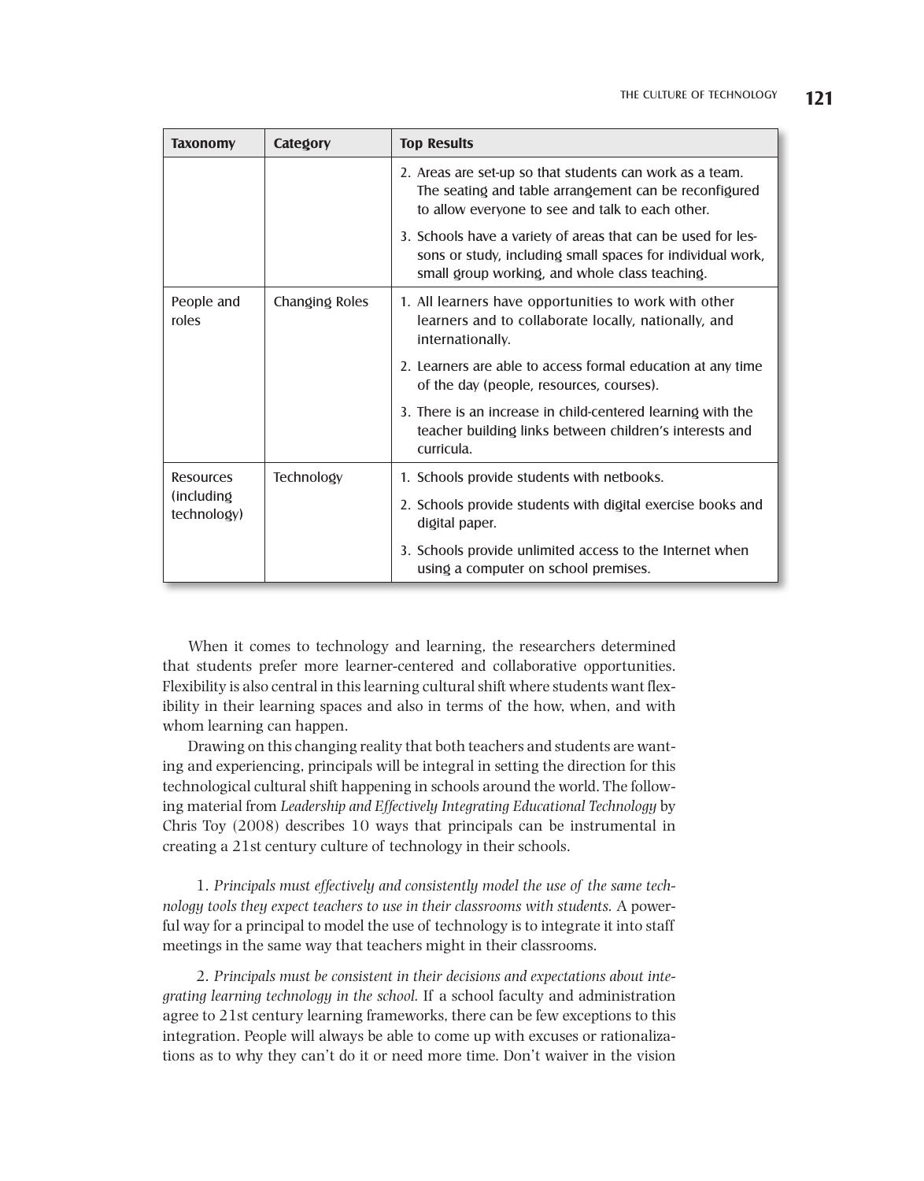| Taxonomy | Category | Top Results |
|---|---|---|
| | | 2. Areas are set-up so that students can work as a team. The seating and table arrangement can be reconfigured to allow everyone to see and talk to each other.<br>3. Schools have a variety of areas that can be used for lessons or study, including small spaces for individual work, small group working, and whole class teaching. |
| People and roles | Changing Roles | 1. All learners have opportunities to work with other learners and to collaborate locally, nationally, and internationally.<br>2. Learners are able to access formal education at any time of the day (people, resources, courses).<br>3. There is an increase in child-centered learning with the teacher building links between children's interests and curricula. |
| Resources (including technology) | Technology | 1. Schools provide students with netbooks.<br>2. Schools provide students with digital exercise books and digital paper.<br>3. Schools provide unlimited access to the Internet when using a computer on school premises. |

When it comes to technology and learning, the researchers determined that students prefer more learner-centered and collaborative opportunities. Flexibility is also central in this learning cultural shift where students want flexibility in their learning spaces and also in terms of the how, when, and with whom learning can happen.

Drawing on this changing reality that both teachers and students are wanting and experiencing, principals will be integral in setting the direction for this technological cultural shift happening in schools around the world. The following material from *Leadership and Effectively Integrating Educational Technology* by Chris Toy (2008) describes 10 ways that principals can be instrumental in creating a 21st century culture of technology in their schools.

1. *Principals must effectively and consistently model the use of the same technology tools they expect teachers to use in their classrooms with students.* A powerful way for a principal to model the use of technology is to integrate it into staff meetings in the same way that teachers might in their classrooms.

2. *Principals must be consistent in their decisions and expectations about integrating learning technology in the school.* If a school faculty and administration agree to 21st century learning frameworks, there can be few exceptions to this integration. People will always be able to come up with excuses or rationalizations as to why they can't do it or need more time. Don't waiver in the vision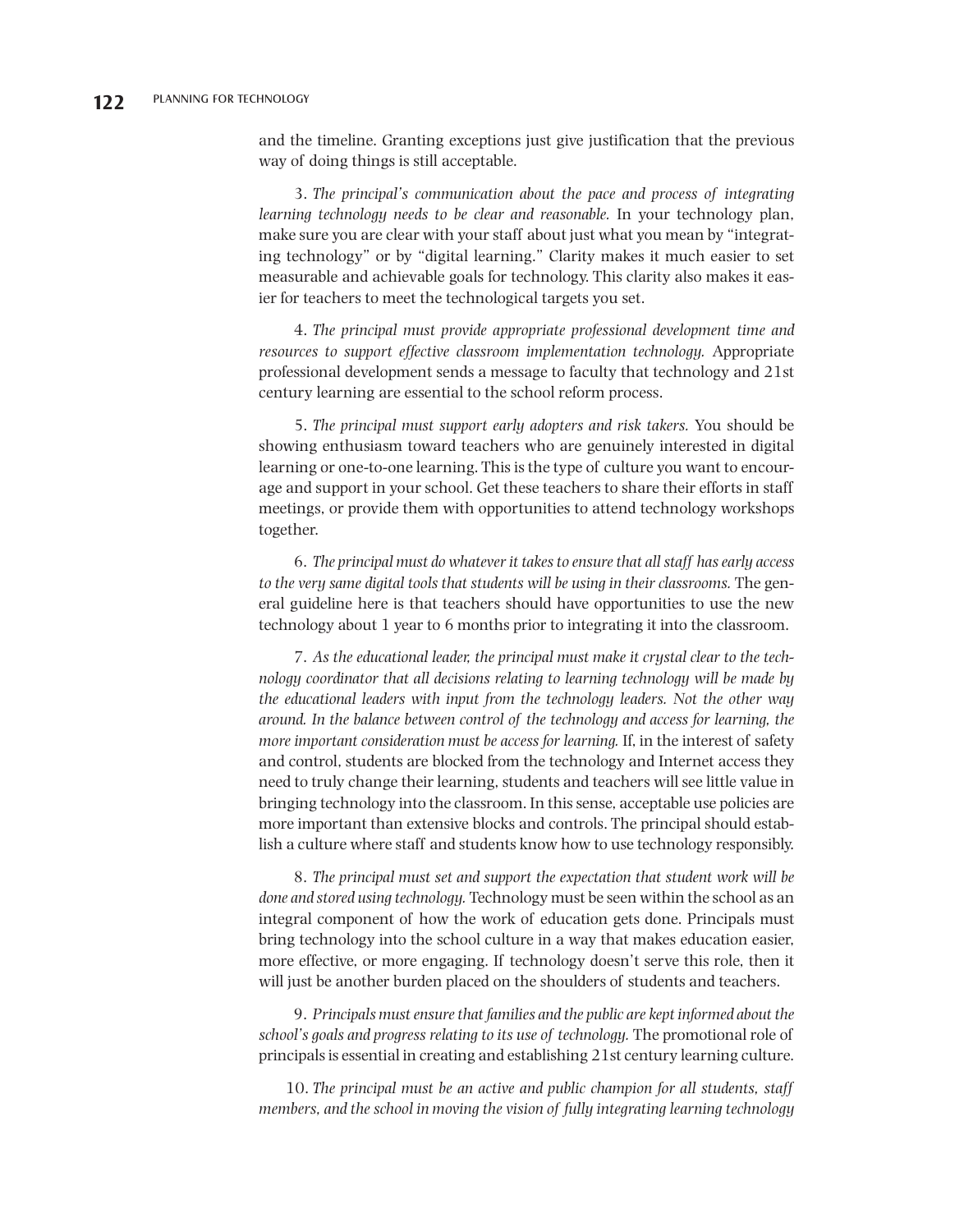and the timeline. Granting exceptions just give justification that the previous way of doing things is still acceptable.

3. *The principal's communication about the pace and process of integrating learning technology needs to be clear and reasonable.* In your technology plan, make sure you are clear with your staff about just what you mean by "integrating technology" or by "digital learning." Clarity makes it much easier to set measurable and achievable goals for technology. This clarity also makes it easier for teachers to meet the technological targets you set.

4. *The principal must provide appropriate professional development time and resources to support effective classroom implementation technology.* Appropriate professional development sends a message to faculty that technology and 21st century learning are essential to the school reform process.

5. *The principal must support early adopters and risk takers.* You should be showing enthusiasm toward teachers who are genuinely interested in digital learning or one-to-one learning. This is the type of culture you want to encourage and support in your school. Get these teachers to share their efforts in staff meetings, or provide them with opportunities to attend technology workshops together.

6. *The principal must do whatever it takes to ensure that all staff has early access to the very same digital tools that students will be using in their classrooms.* The general guideline here is that teachers should have opportunities to use the new technology about 1 year to 6 months prior to integrating it into the classroom.

7. *As the educational leader, the principal must make it crystal clear to the technology coordinator that all decisions relating to learning technology will be made by the educational leaders with input from the technology leaders. Not the other way around. In the balance between control of the technology and access for learning, the more important consideration must be access for learning.* If, in the interest of safety and control, students are blocked from the technology and Internet access they need to truly change their learning, students and teachers will see little value in bringing technology into the classroom. In this sense, acceptable use policies are more important than extensive blocks and controls. The principal should establish a culture where staff and students know how to use technology responsibly.

8. *The principal must set and support the expectation that student work will be done and stored using technology.* Technology must be seen within the school as an integral component of how the work of education gets done. Principals must bring technology into the school culture in a way that makes education easier, more effective, or more engaging. If technology doesn't serve this role, then it will just be another burden placed on the shoulders of students and teachers.

9. *Principals must ensure that families and the public are kept informed about the school's goals and progress relating to its use of technology.* The promotional role of principals is essential in creating and establishing 21st century learning culture.

10. *The principal must be an active and public champion for all students, staff members, and the school in moving the vision of fully integrating learning technology*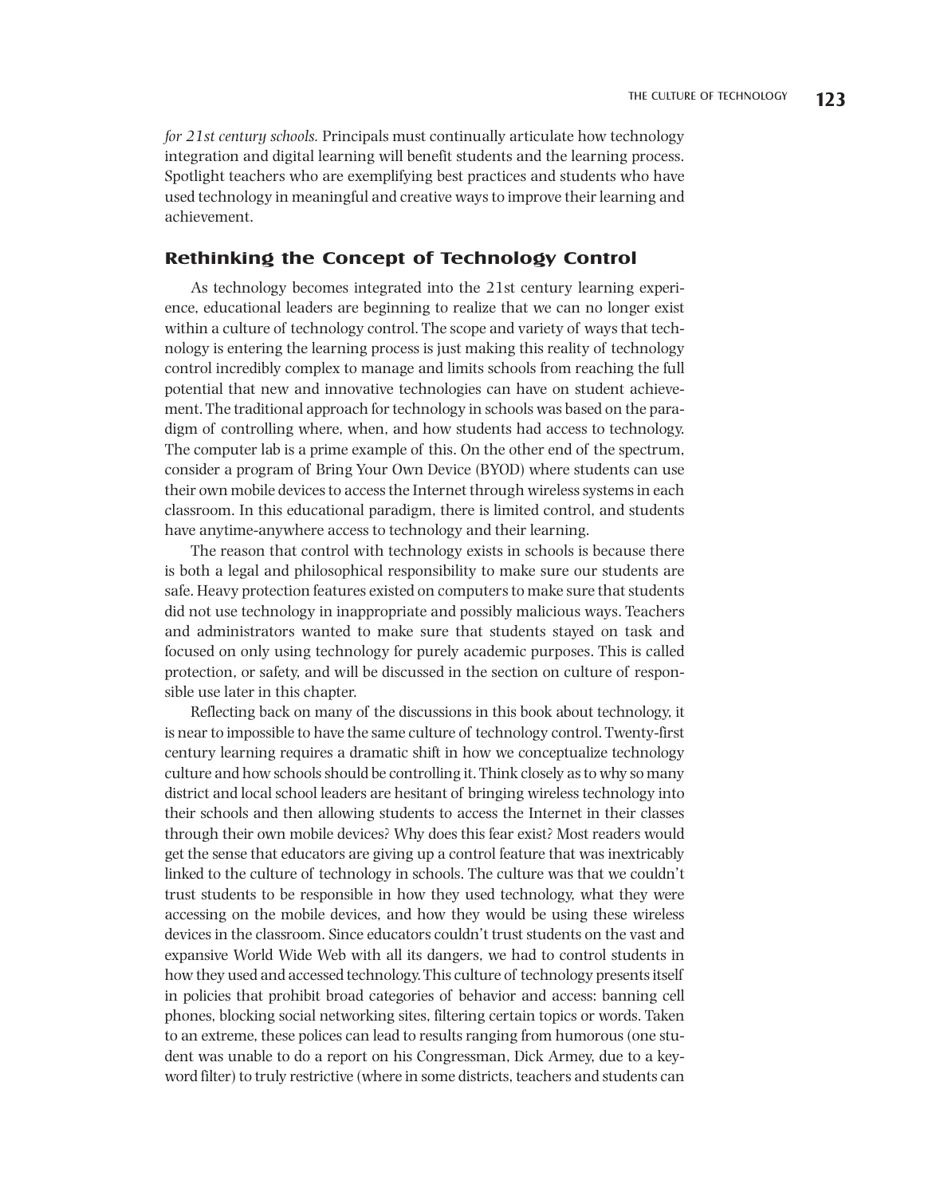*for 21st century schools.* Principals must continually articulate how technology integration and digital learning will benefit students and the learning process. Spotlight teachers who are exemplifying best practices and students who have used technology in meaningful and creative ways to improve their learning and achievement.

## Rethinking the Concept of Technology Control

As technology becomes integrated into the 21st century learning experience, educational leaders are beginning to realize that we can no longer exist within a culture of technology control. The scope and variety of ways that technology is entering the learning process is just making this reality of technology control incredibly complex to manage and limits schools from reaching the full potential that new and innovative technologies can have on student achievement. The traditional approach for technology in schools was based on the paradigm of controlling where, when, and how students had access to technology. The computer lab is a prime example of this. On the other end of the spectrum, consider a program of Bring Your Own Device (BYOD) where students can use their own mobile devices to access the Internet through wireless systems in each classroom. In this educational paradigm, there is limited control, and students have anytime-anywhere access to technology and their learning.

The reason that control with technology exists in schools is because there is both a legal and philosophical responsibility to make sure our students are safe. Heavy protection features existed on computers to make sure that students did not use technology in inappropriate and possibly malicious ways. Teachers and administrators wanted to make sure that students stayed on task and focused on only using technology for purely academic purposes. This is called protection, or safety, and will be discussed in the section on culture of responsible use later in this chapter.

Reflecting back on many of the discussions in this book about technology, it is near to impossible to have the same culture of technology control. Twenty-first century learning requires a dramatic shift in how we conceptualize technology culture and how schools should be controlling it. Think closely as to why so many district and local school leaders are hesitant of bringing wireless technology into their schools and then allowing students to access the Internet in their classes through their own mobile devices? Why does this fear exist? Most readers would get the sense that educators are giving up a control feature that was inextricably linked to the culture of technology in schools. The culture was that we couldn't trust students to be responsible in how they used technology, what they were accessing on the mobile devices, and how they would be using these wireless devices in the classroom. Since educators couldn't trust students on the vast and expansive World Wide Web with all its dangers, we had to control students in how they used and accessed technology. This culture of technology presents itself in policies that prohibit broad categories of behavior and access: banning cell phones, blocking social networking sites, filtering certain topics or words. Taken to an extreme, these polices can lead to results ranging from humorous (one student was unable to do a report on his Congressman, Dick Armey, due to a keyword filter) to truly restrictive (where in some districts, teachers and students can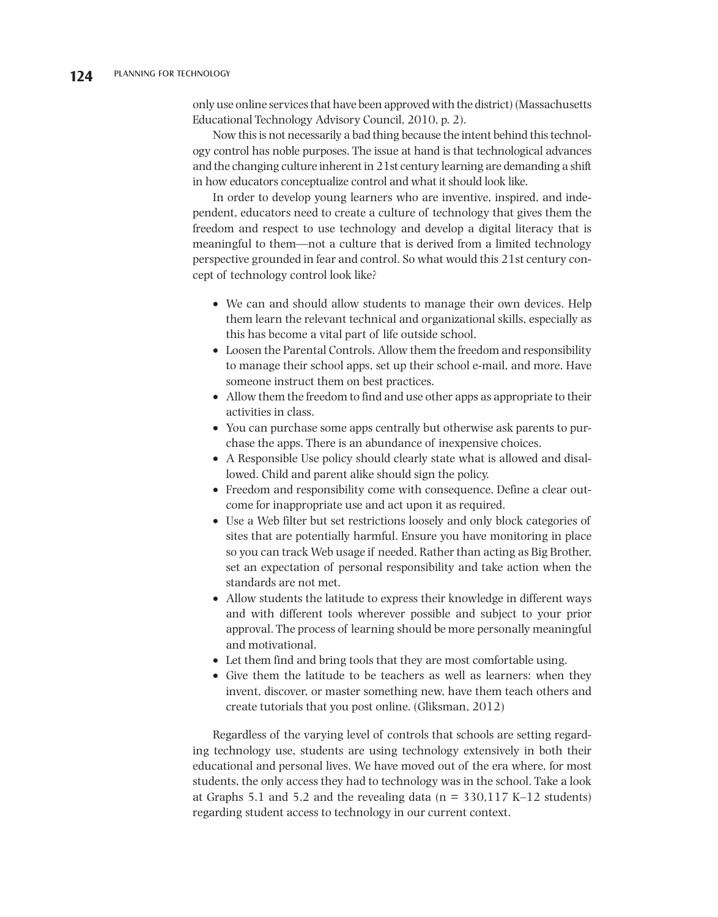only use online services that have been approved with the district) (Massachusetts Educational Technology Advisory Council, 2010, p. 2).

Now this is not necessarily a bad thing because the intent behind this technology control has noble purposes. The issue at hand is that technological advances and the changing culture inherent in 21st century learning are demanding a shift in how educators conceptualize control and what it should look like.

In order to develop young learners who are inventive, inspired, and independent, educators need to create a culture of technology that gives them the freedom and respect to use technology and develop a digital literacy that is meaningful to them—not a culture that is derived from a limited technology perspective grounded in fear and control. So what would this 21st century concept of technology control look like?

- We can and should allow students to manage their own devices. Help them learn the relevant technical and organizational skills, especially as this has become a vital part of life outside school.
- Loosen the Parental Controls. Allow them the freedom and responsibility to manage their school apps, set up their school e-mail, and more. Have someone instruct them on best practices.
- Allow them the freedom to find and use other apps as appropriate to their activities in class.
- You can purchase some apps centrally but otherwise ask parents to purchase the apps. There is an abundance of inexpensive choices.
- A Responsible Use policy should clearly state what is allowed and disallowed. Child and parent alike should sign the policy.
- Freedom and responsibility come with consequence. Define a clear outcome for inappropriate use and act upon it as required.
- Use a Web filter but set restrictions loosely and only block categories of sites that are potentially harmful. Ensure you have monitoring in place so you can track Web usage if needed. Rather than acting as Big Brother, set an expectation of personal responsibility and take action when the standards are not met.
- Allow students the latitude to express their knowledge in different ways and with different tools wherever possible and subject to your prior approval. The process of learning should be more personally meaningful and motivational.
- Let them find and bring tools that they are most comfortable using.
- Give them the latitude to be teachers as well as learners: when they invent, discover, or master something new, have them teach others and create tutorials that you post online. (Gliksman, 2012)

Regardless of the varying level of controls that schools are setting regarding technology use, students are using technology extensively in both their educational and personal lives. We have moved out of the era where, for most students, the only access they had to technology was in the school. Take a look at Graphs 5.1 and 5.2 and the revealing data (n = 330,117 K–12 students) regarding student access to technology in our current context.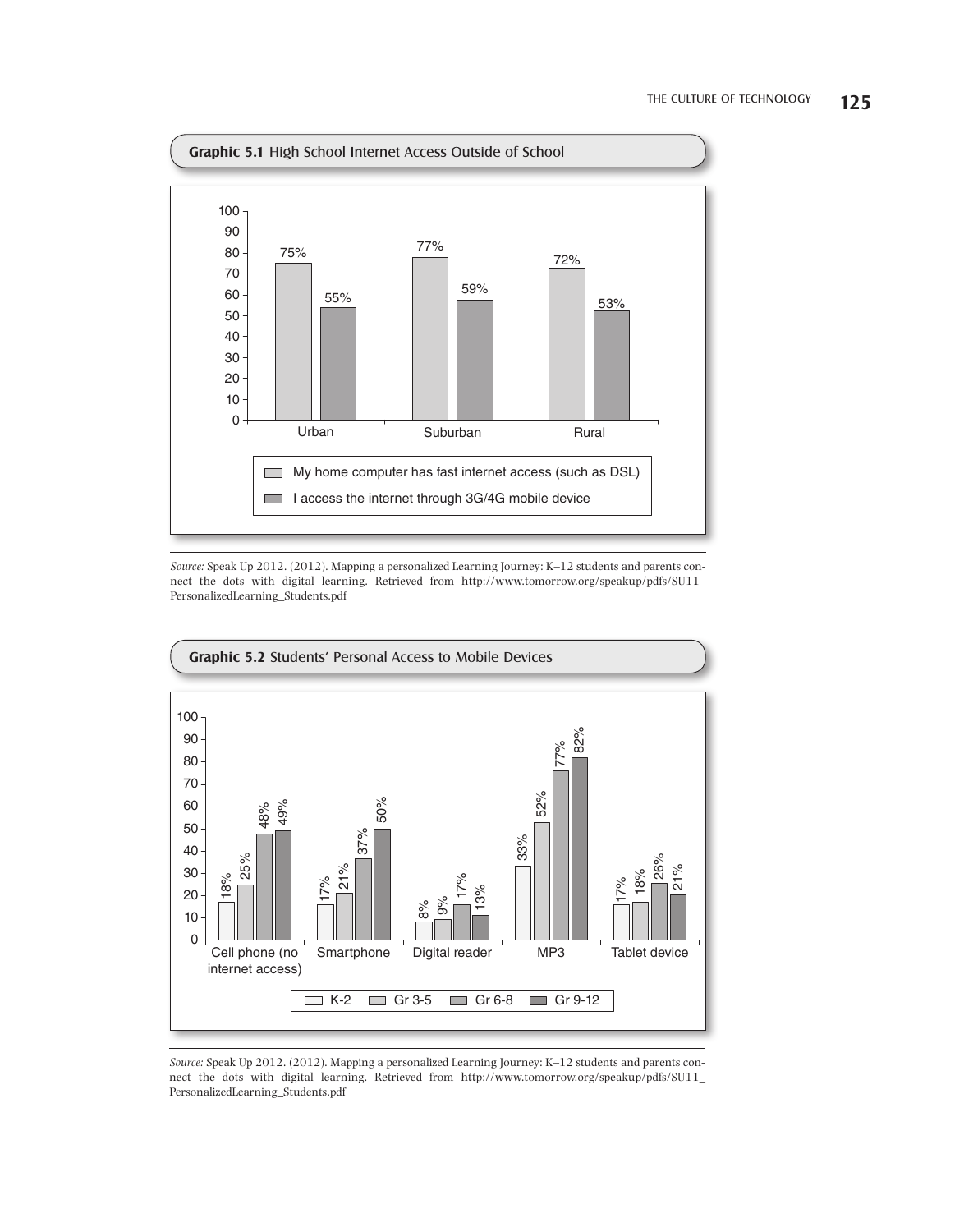**Graphic 5.1** High School Internet Access Outside of School

| | Urban | Suburban | Rural |
|---|---|---|---|
| My home computer has fast internet access (such as DSL) | 75% | 77% | 72% |
| I access the internet through 3G/4G mobile device | 55% | 59% | 53% |

*Source:* Speak Up 2012. (2012). Mapping a personalized Learning Journey: K–12 students and parents connect the dots with digital learning. Retrieved from http://www.tomorrow.org/speakup/pdfs/SU11_PersonalizedLearning_Students.pdf

**Graphic 5.2** Students' Personal Access to Mobile Devices

| | K-2 | Gr 3-5 | Gr 6-8 | Gr 9-12 |
|---|---|---|---|---|
| Cell phone (no internet access) | 18% | 25% | 48% | 49% |
| Smartphone | 17% | 21% | 37% | 50% |
| Digital reader | 8% | 9% | 17% | 13% |
| MP3 | 33% | 52% | 77% | 82% |
| Tablet device | 17% | 18% | 26% | 21% |

*Source:* Speak Up 2012. (2012). Mapping a personalized Learning Journey: K–12 students and parents connect the dots with digital learning. Retrieved from http://www.tomorrow.org/speakup/pdfs/SU11_PersonalizedLearning_Students.pdf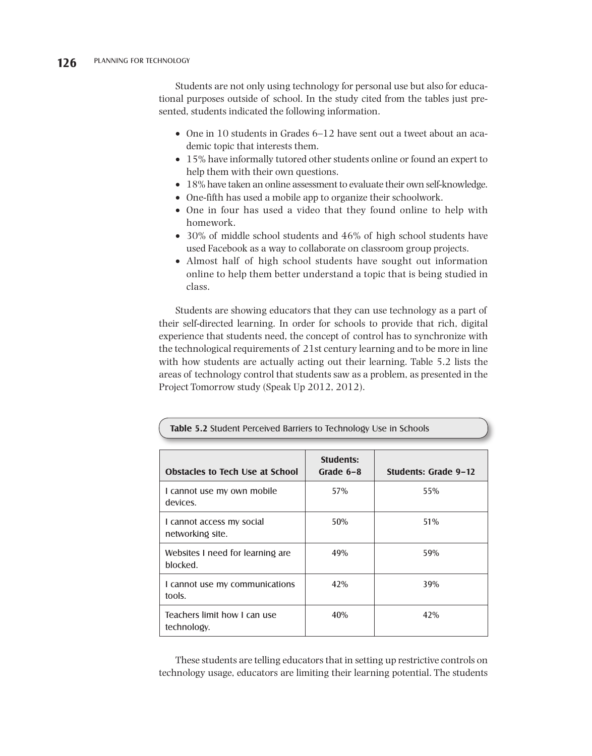Students are not only using technology for personal use but also for educational purposes outside of school. In the study cited from the tables just presented, students indicated the following information.

- One in 10 students in Grades 6–12 have sent out a tweet about an academic topic that interests them.
- 15% have informally tutored other students online or found an expert to help them with their own questions.
- 18% have taken an online assessment to evaluate their own self-knowledge.
- One-fifth has used a mobile app to organize their schoolwork.
- One in four has used a video that they found online to help with homework.
- 30% of middle school students and 46% of high school students have used Facebook as a way to collaborate on classroom group projects.
- Almost half of high school students have sought out information online to help them better understand a topic that is being studied in class.

Students are showing educators that they can use technology as a part of their self-directed learning. In order for schools to provide that rich, digital experience that students need, the concept of control has to synchronize with the technological requirements of 21st century learning and to be more in line with how students are actually acting out their learning. Table 5.2 lists the areas of technology control that students saw as a problem, as presented in the Project Tomorrow study (Speak Up 2012, 2012).

**Table 5.2** Student Perceived Barriers to Technology Use in Schools

| Obstacles to Tech Use at School | Students: Grade 6–8 | Students: Grade 9–12 |
|---|---|---|
| I cannot use my own mobile devices. | 57% | 55% |
| I cannot access my social networking site. | 50% | 51% |
| Websites I need for learning are blocked. | 49% | 59% |
| I cannot use my communications tools. | 42% | 39% |
| Teachers limit how I can use technology. | 40% | 42% |

These students are telling educators that in setting up restrictive controls on technology usage, educators are limiting their learning potential. The students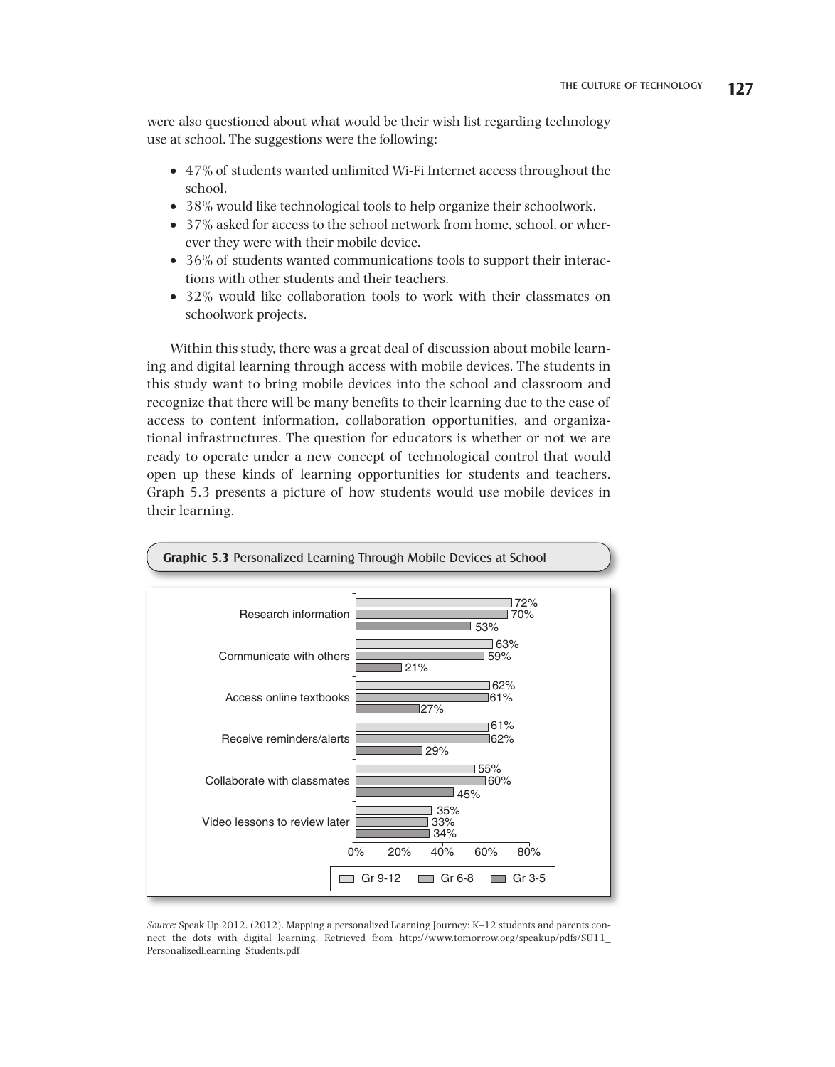were also questioned about what would be their wish list regarding technology use at school. The suggestions were the following:

- 47% of students wanted unlimited Wi-Fi Internet access throughout the school.
- 38% would like technological tools to help organize their schoolwork.
- 37% asked for access to the school network from home, school, or wherever they were with their mobile device.
- 36% of students wanted communications tools to support their interactions with other students and their teachers.
- 32% would like collaboration tools to work with their classmates on schoolwork projects.

Within this study, there was a great deal of discussion about mobile learning and digital learning through access with mobile devices. The students in this study want to bring mobile devices into the school and classroom and recognize that there will be many benefits to their learning due to the ease of access to content information, collaboration opportunities, and organizational infrastructures. The question for educators is whether or not we are ready to operate under a new concept of technological control that would open up these kinds of learning opportunities for students and teachers. Graph 5.3 presents a picture of how students would use mobile devices in their learning.

**Graphic 5.3** Personalized Learning Through Mobile Devices at School

| | Gr 9-12 | Gr 6-8 | Gr 3-5 |
|---|---|---|---|
| Research information | 72% | 70% | 53% |
| Communicate with others | 63% | 59% | 21% |
| Access online textbooks | 62% | 61% | 27% |
| Receive reminders/alerts | 61% | 62% | 29% |
| Collaborate with classmates | 55% | 60% | 45% |
| Video lessons to review later | 35% | 33% | 34% |

*Source:* Speak Up 2012. (2012). Mapping a personalized Learning Journey: K–12 students and parents connect the dots with digital learning. Retrieved from http://www.tomorrow.org/speakup/pdfs/SU11_PersonalizedLearning_Students.pdf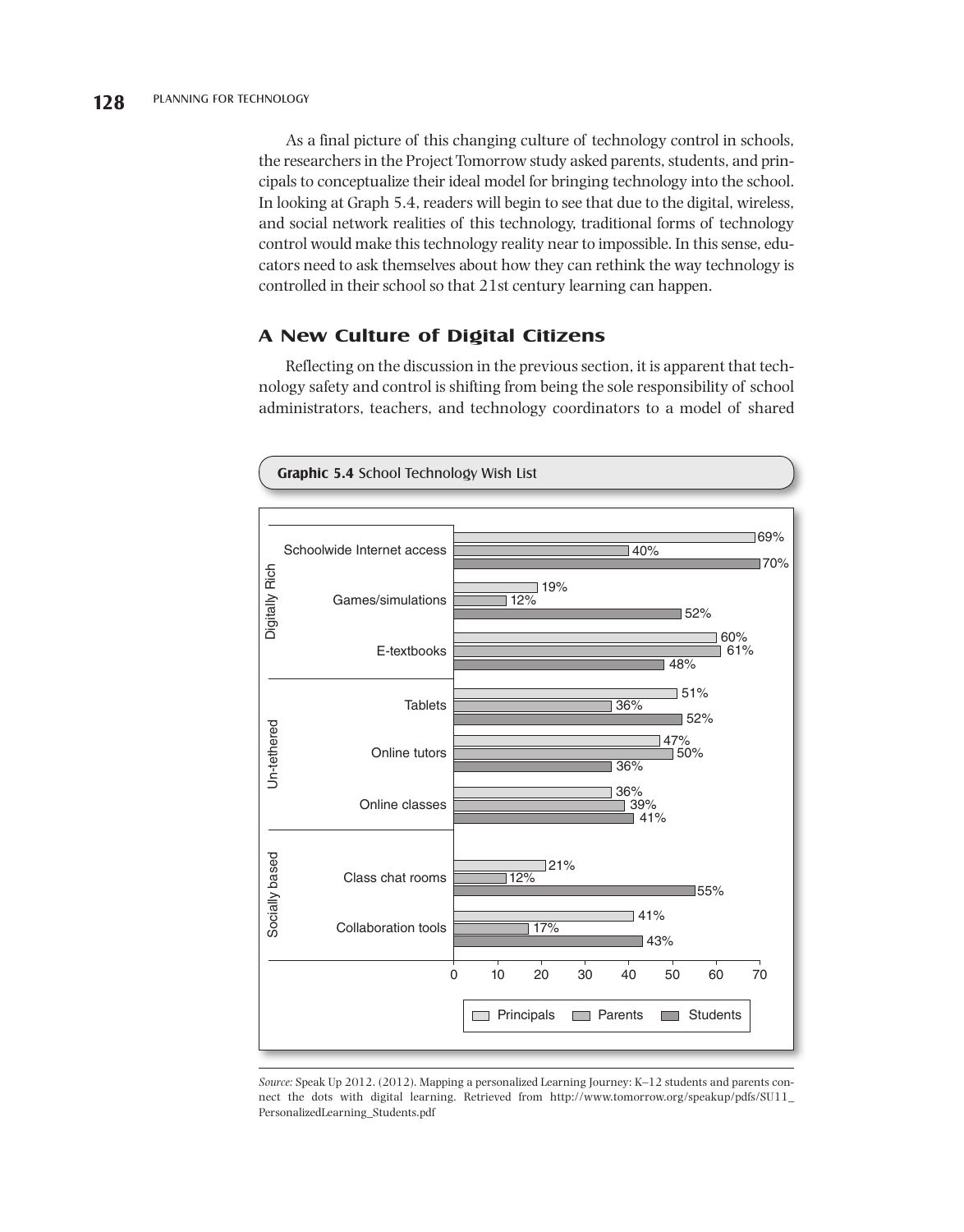As a final picture of this changing culture of technology control in schools, the researchers in the Project Tomorrow study asked parents, students, and principals to conceptualize their ideal model for bringing technology into the school. In looking at Graph 5.4, readers will begin to see that due to the digital, wireless, and social network realities of this technology, traditional forms of technology control would make this technology reality near to impossible. In this sense, educators need to ask themselves about how they can rethink the way technology is controlled in their school so that 21st century learning can happen.

## A New Culture of Digital Citizens

Reflecting on the discussion in the previous section, it is apparent that technology safety and control is shifting from being the sole responsibility of school administrators, teachers, and technology coordinators to a model of shared

**Graphic 5.4** School Technology Wish List

| Category | Item | Principals | Parents | Students |
|---|---|---|---|---|
| Digitally Rich | Schoolwide Internet access | 69% | 40% | 70% |
| | Games/simulations | 19% | 12% | 52% |
| | E-textbooks | 60% | 61% | 48% |
| Un-tethered | Tablets | 51% | 36% | 52% |
| | Online tutors | 47% | 50% | 36% |
| | Online classes | 36% | 39% | 41% |
| Socially based | Class chat rooms | 21% | 12% | 55% |
| | Collaboration tools | 41% | 17% | 43% |

*Source:* Speak Up 2012. (2012). Mapping a personalized Learning Journey: K–12 students and parents connect the dots with digital learning. Retrieved from http://www.tomorrow.org/speakup/pdfs/SU11_PersonalizedLearning_Students.pdf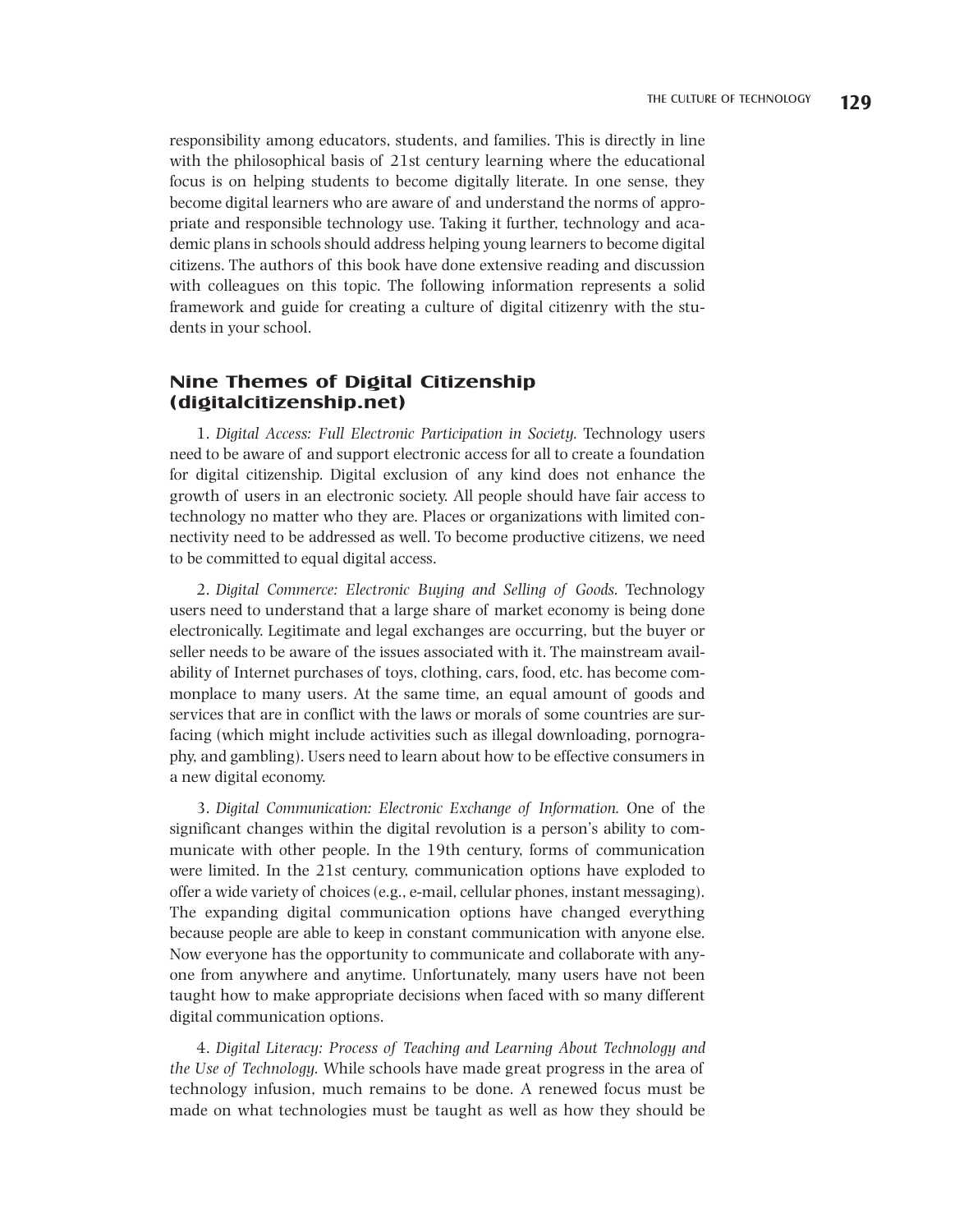responsibility among educators, students, and families. This is directly in line with the philosophical basis of 21st century learning where the educational focus is on helping students to become digitally literate. In one sense, they become digital learners who are aware of and understand the norms of appropriate and responsible technology use. Taking it further, technology and academic plans in schools should address helping young learners to become digital citizens. The authors of this book have done extensive reading and discussion with colleagues on this topic. The following information represents a solid framework and guide for creating a culture of digital citizenry with the students in your school.

## Nine Themes of Digital Citizenship (digitalcitizenship.net)

1. *Digital Access: Full Electronic Participation in Society.* Technology users need to be aware of and support electronic access for all to create a foundation for digital citizenship. Digital exclusion of any kind does not enhance the growth of users in an electronic society. All people should have fair access to technology no matter who they are. Places or organizations with limited connectivity need to be addressed as well. To become productive citizens, we need to be committed to equal digital access.

2. *Digital Commerce: Electronic Buying and Selling of Goods.* Technology users need to understand that a large share of market economy is being done electronically. Legitimate and legal exchanges are occurring, but the buyer or seller needs to be aware of the issues associated with it. The mainstream availability of Internet purchases of toys, clothing, cars, food, etc. has become commonplace to many users. At the same time, an equal amount of goods and services that are in conflict with the laws or morals of some countries are surfacing (which might include activities such as illegal downloading, pornography, and gambling). Users need to learn about how to be effective consumers in a new digital economy.

3. *Digital Communication: Electronic Exchange of Information.* One of the significant changes within the digital revolution is a person's ability to communicate with other people. In the 19th century, forms of communication were limited. In the 21st century, communication options have exploded to offer a wide variety of choices (e.g., e-mail, cellular phones, instant messaging). The expanding digital communication options have changed everything because people are able to keep in constant communication with anyone else. Now everyone has the opportunity to communicate and collaborate with anyone from anywhere and anytime. Unfortunately, many users have not been taught how to make appropriate decisions when faced with so many different digital communication options.

4. *Digital Literacy: Process of Teaching and Learning About Technology and the Use of Technology.* While schools have made great progress in the area of technology infusion, much remains to be done. A renewed focus must be made on what technologies must be taught as well as how they should be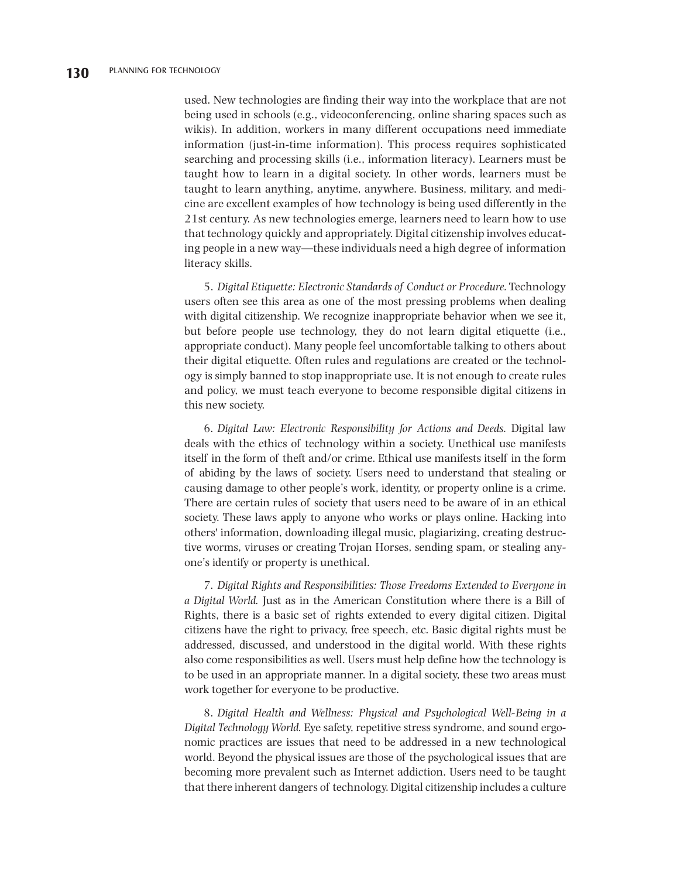used. New technologies are finding their way into the workplace that are not being used in schools (e.g., videoconferencing, online sharing spaces such as wikis). In addition, workers in many different occupations need immediate information (just-in-time information). This process requires sophisticated searching and processing skills (i.e., information literacy). Learners must be taught how to learn in a digital society. In other words, learners must be taught to learn anything, anytime, anywhere. Business, military, and medicine are excellent examples of how technology is being used differently in the 21st century. As new technologies emerge, learners need to learn how to use that technology quickly and appropriately. Digital citizenship involves educating people in a new way—these individuals need a high degree of information literacy skills.

5. *Digital Etiquette: Electronic Standards of Conduct or Procedure.* Technology users often see this area as one of the most pressing problems when dealing with digital citizenship. We recognize inappropriate behavior when we see it, but before people use technology, they do not learn digital etiquette (i.e., appropriate conduct). Many people feel uncomfortable talking to others about their digital etiquette. Often rules and regulations are created or the technology is simply banned to stop inappropriate use. It is not enough to create rules and policy, we must teach everyone to become responsible digital citizens in this new society.

6. *Digital Law: Electronic Responsibility for Actions and Deeds.* Digital law deals with the ethics of technology within a society. Unethical use manifests itself in the form of theft and/or crime. Ethical use manifests itself in the form of abiding by the laws of society. Users need to understand that stealing or causing damage to other people's work, identity, or property online is a crime. There are certain rules of society that users need to be aware of in an ethical society. These laws apply to anyone who works or plays online. Hacking into others' information, downloading illegal music, plagiarizing, creating destructive worms, viruses or creating Trojan Horses, sending spam, or stealing anyone's identify or property is unethical.

7. *Digital Rights and Responsibilities: Those Freedoms Extended to Everyone in a Digital World.* Just as in the American Constitution where there is a Bill of Rights, there is a basic set of rights extended to every digital citizen. Digital citizens have the right to privacy, free speech, etc. Basic digital rights must be addressed, discussed, and understood in the digital world. With these rights also come responsibilities as well. Users must help define how the technology is to be used in an appropriate manner. In a digital society, these two areas must work together for everyone to be productive.

8. *Digital Health and Wellness: Physical and Psychological Well-Being in a Digital Technology World.* Eye safety, repetitive stress syndrome, and sound ergonomic practices are issues that need to be addressed in a new technological world. Beyond the physical issues are those of the psychological issues that are becoming more prevalent such as Internet addiction. Users need to be taught that there inherent dangers of technology. Digital citizenship includes a culture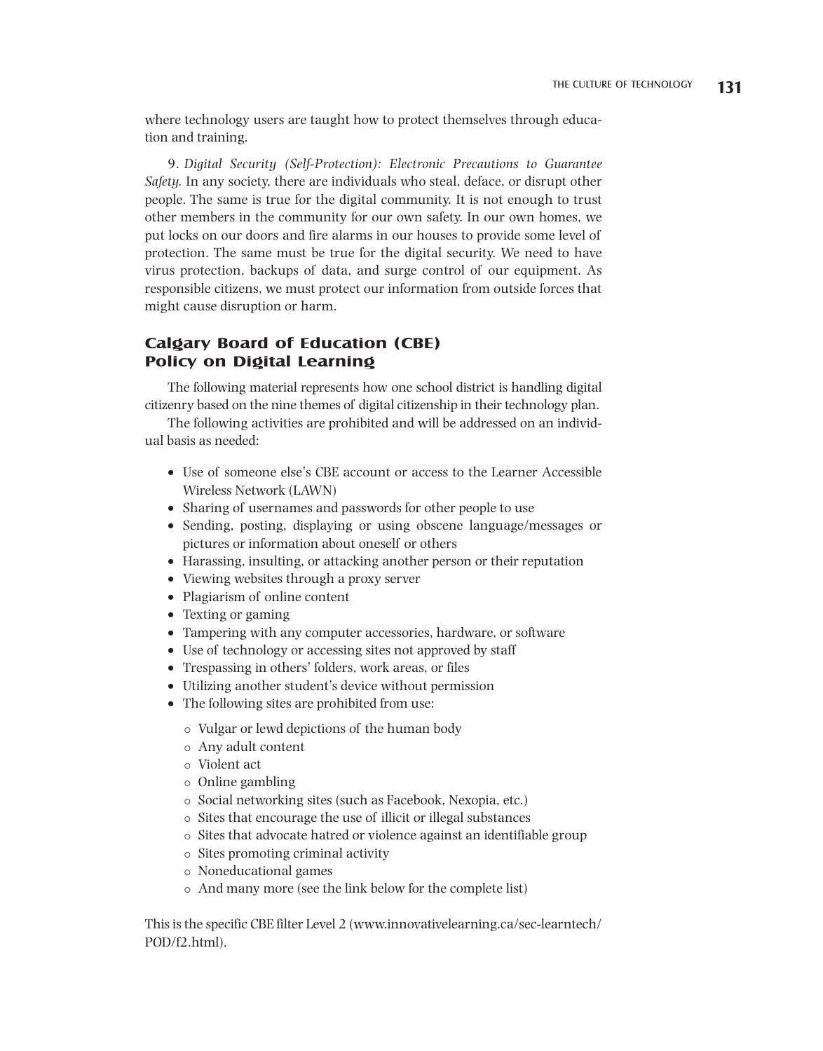where technology users are taught how to protect themselves through education and training.

9. *Digital Security (Self-Protection): Electronic Precautions to Guarantee Safety.* In any society, there are individuals who steal, deface, or disrupt other people. The same is true for the digital community. It is not enough to trust other members in the community for our own safety. In our own homes, we put locks on our doors and fire alarms in our houses to provide some level of protection. The same must be true for the digital security. We need to have virus protection, backups of data, and surge control of our equipment. As responsible citizens, we must protect our information from outside forces that might cause disruption or harm.

## Calgary Board of Education (CBE) Policy on Digital Learning

The following material represents how one school district is handling digital citizenry based on the nine themes of digital citizenship in their technology plan.

The following activities are prohibited and will be addressed on an individual basis as needed:

- Use of someone else's CBE account or access to the Learner Accessible Wireless Network (LAWN)
- Sharing of usernames and passwords for other people to use
- Sending, posting, displaying or using obscene language/messages or pictures or information about oneself or others
- Harassing, insulting, or attacking another person or their reputation
- Viewing websites through a proxy server
- Plagiarism of online content
- Texting or gaming
- Tampering with any computer accessories, hardware, or software
- Use of technology or accessing sites not approved by staff
- Trespassing in others' folders, work areas, or files
- Utilizing another student's device without permission
- The following sites are prohibited from use:
  - Vulgar or lewd depictions of the human body
  - Any adult content
  - Violent act
  - Online gambling
  - Social networking sites (such as Facebook, Nexopia, etc.)
  - Sites that encourage the use of illicit or illegal substances
  - Sites that advocate hatred or violence against an identifiable group
  - Sites promoting criminal activity
  - Noneducational games
  - And many more (see the link below for the complete list)

This is the specific CBE filter Level 2 (www.innovativelearning.ca/sec-learntech/POD/f2.html).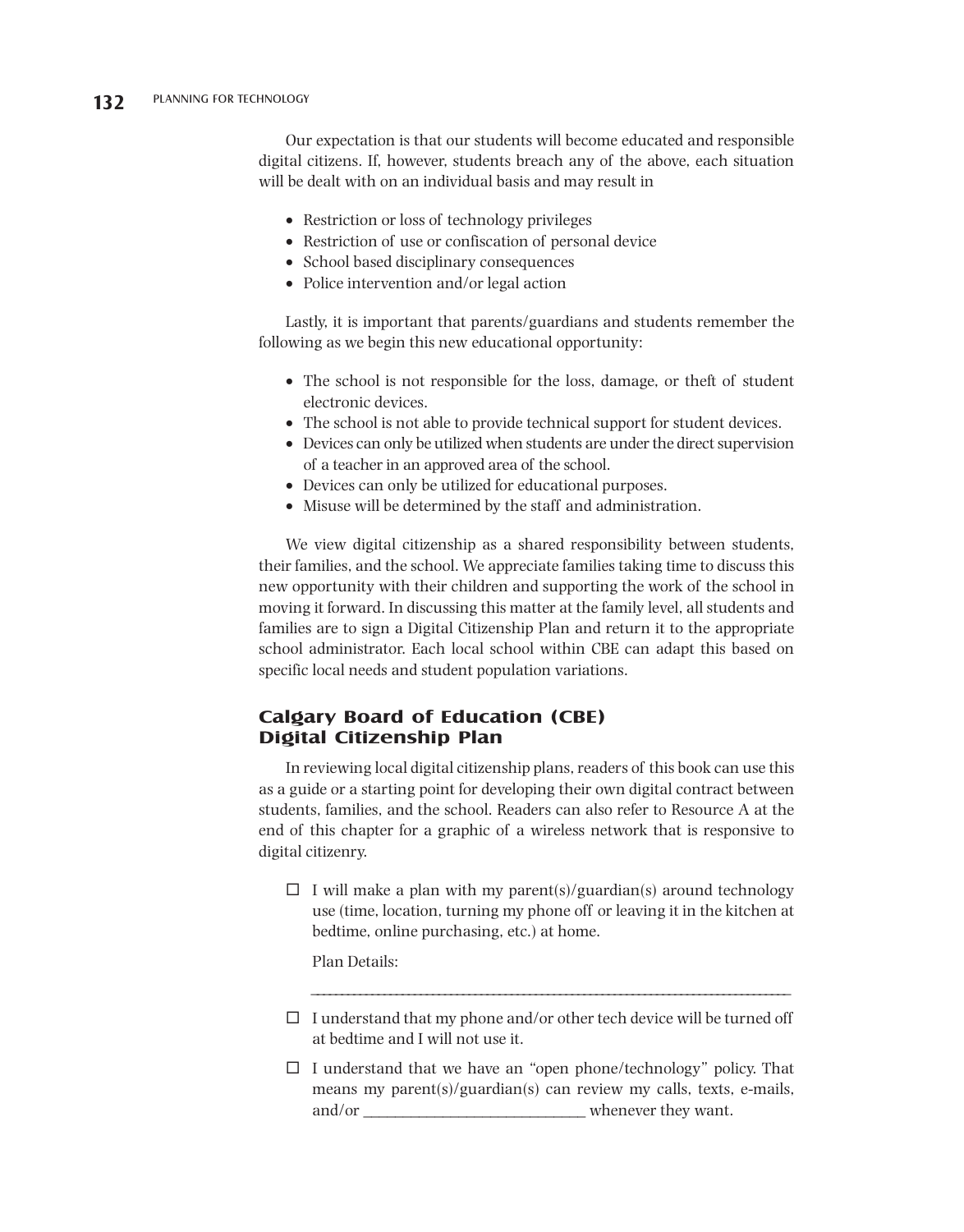Our expectation is that our students will become educated and responsible digital citizens. If, however, students breach any of the above, each situation will be dealt with on an individual basis and may result in

- Restriction or loss of technology privileges
- Restriction of use or confiscation of personal device
- School based disciplinary consequences
- Police intervention and/or legal action

Lastly, it is important that parents/guardians and students remember the following as we begin this new educational opportunity:

- The school is not responsible for the loss, damage, or theft of student electronic devices.
- The school is not able to provide technical support for student devices.
- Devices can only be utilized when students are under the direct supervision of a teacher in an approved area of the school.
- Devices can only be utilized for educational purposes.
- Misuse will be determined by the staff and administration.

We view digital citizenship as a shared responsibility between students, their families, and the school. We appreciate families taking time to discuss this new opportunity with their children and supporting the work of the school in moving it forward. In discussing this matter at the family level, all students and families are to sign a Digital Citizenship Plan and return it to the appropriate school administrator. Each local school within CBE can adapt this based on specific local needs and student population variations.

### Calgary Board of Education (CBE) Digital Citizenship Plan

In reviewing local digital citizenship plans, readers of this book can use this as a guide or a starting point for developing their own digital contract between students, families, and the school. Readers can also refer to Resource A at the end of this chapter for a graphic of a wireless network that is responsive to digital citizenry.

☐ I will make a plan with my parent(s)/guardian(s) around technology use (time, location, turning my phone off or leaving it in the kitchen at bedtime, online purchasing, etc.) at home.

Plan Details:

_______________________________________________________________________________

☐ I understand that my phone and/or other tech device will be turned off at bedtime and I will not use it.

☐ I understand that we have an "open phone/technology" policy. That means my parent(s)/guardian(s) can review my calls, texts, e-mails, and/or ____________________________ whenever they want.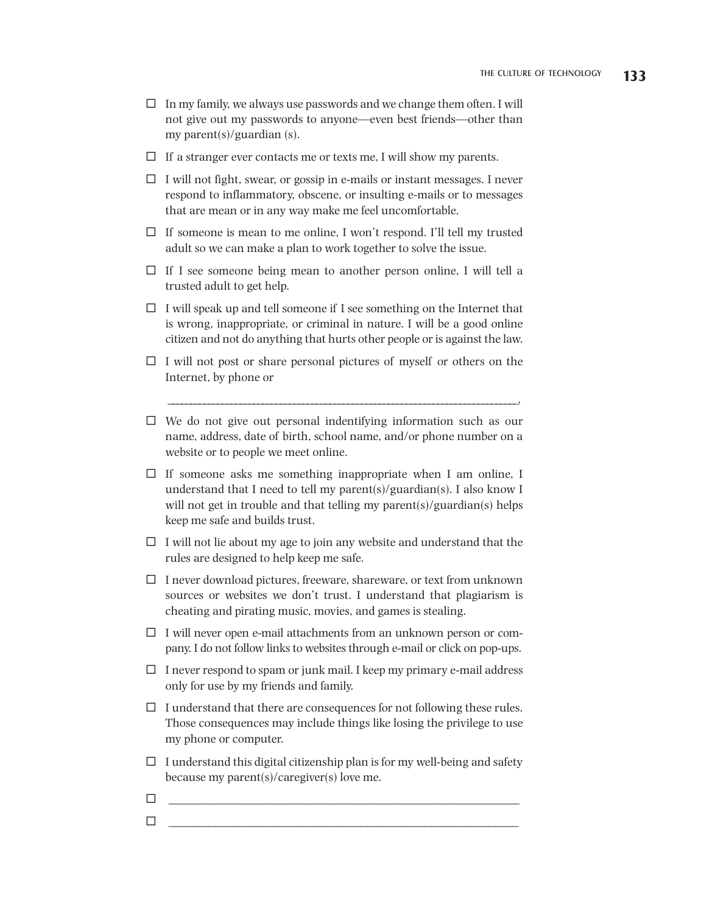- ☐ In my family, we always use passwords and we change them often. I will not give out my passwords to anyone—even best friends—other than my parent(s)/guardian (s).
- ☐ If a stranger ever contacts me or texts me, I will show my parents.
- ☐ I will not fight, swear, or gossip in e-mails or instant messages. I never respond to inflammatory, obscene, or insulting e-mails or to messages that are mean or in any way make me feel uncomfortable.
- ☐ If someone is mean to me online, I won't respond. I'll tell my trusted adult so we can make a plan to work together to solve the issue.
- ☐ If I see someone being mean to another person online, I will tell a trusted adult to get help.
- ☐ I will speak up and tell someone if I see something on the Internet that is wrong, inappropriate, or criminal in nature. I will be a good online citizen and not do anything that hurts other people or is against the law.
- ☐ I will not post or share personal pictures of myself or others on the Internet, by phone or

  ______________________________________________________________________.
- ☐ We do not give out personal indentifying information such as our name, address, date of birth, school name, and/or phone number on a website or to people we meet online.
- ☐ If someone asks me something inappropriate when I am online, I understand that I need to tell my parent(s)/guardian(s). I also know I will not get in trouble and that telling my parent(s)/guardian(s) helps keep me safe and builds trust.
- ☐ I will not lie about my age to join any website and understand that the rules are designed to help keep me safe.
- ☐ I never download pictures, freeware, shareware, or text from unknown sources or websites we don't trust. I understand that plagiarism is cheating and pirating music, movies, and games is stealing.
- ☐ I will never open e-mail attachments from an unknown person or company. I do not follow links to websites through e-mail or click on pop-ups.
- ☐ I never respond to spam or junk mail. I keep my primary e-mail address only for use by my friends and family.
- ☐ I understand that there are consequences for not following these rules. Those consequences may include things like losing the privilege to use my phone or computer.
- ☐ I understand this digital citizenship plan is for my well-being and safety because my parent(s)/caregiver(s) love me.
- ☐ ______________________________________________________________________
- ☐ ______________________________________________________________________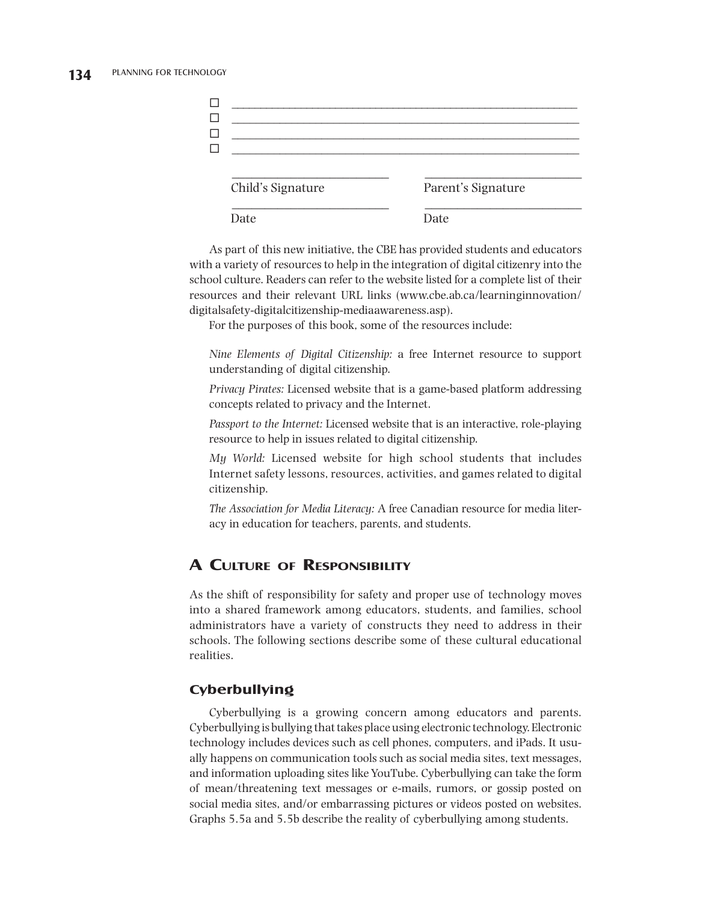- ☐ ______________________________________________
- ☐ ______________________________________________
- ☐ ______________________________________________
- ☐ ______________________________________________

| | |
|---|---|
| ____________________ | ____________________ |
| Child's Signature | Parent's Signature |
| ____________________ | ____________________ |
| Date | Date |

As part of this new initiative, the CBE has provided students and educators with a variety of resources to help in the integration of digital citizenry into the school culture. Readers can refer to the website listed for a complete list of their resources and their relevant URL links (www.cbe.ab.ca/learninginnovation/digitalsafety-digitalcitizenship-mediaawareness.asp).

For the purposes of this book, some of the resources include:

*Nine Elements of Digital Citizenship:* a free Internet resource to support understanding of digital citizenship.

*Privacy Pirates:* Licensed website that is a game-based platform addressing concepts related to privacy and the Internet.

*Passport to the Internet:* Licensed website that is an interactive, role-playing resource to help in issues related to digital citizenship.

*My World:* Licensed website for high school students that includes Internet safety lessons, resources, activities, and games related to digital citizenship.

*The Association for Media Literacy:* A free Canadian resource for media literacy in education for teachers, parents, and students.

## A Culture of Responsibility

As the shift of responsibility for safety and proper use of technology moves into a shared framework among educators, students, and families, school administrators have a variety of constructs they need to address in their schools. The following sections describe some of these cultural educational realities.

### Cyberbullying

Cyberbullying is a growing concern among educators and parents. Cyberbullying is bullying that takes place using electronic technology. Electronic technology includes devices such as cell phones, computers, and iPads. It usually happens on communication tools such as social media sites, text messages, and information uploading sites like YouTube. Cyberbullying can take the form of mean/threatening text messages or e-mails, rumors, or gossip posted on social media sites, and/or embarrassing pictures or videos posted on websites. Graphs 5.5a and 5.5b describe the reality of cyberbullying among students.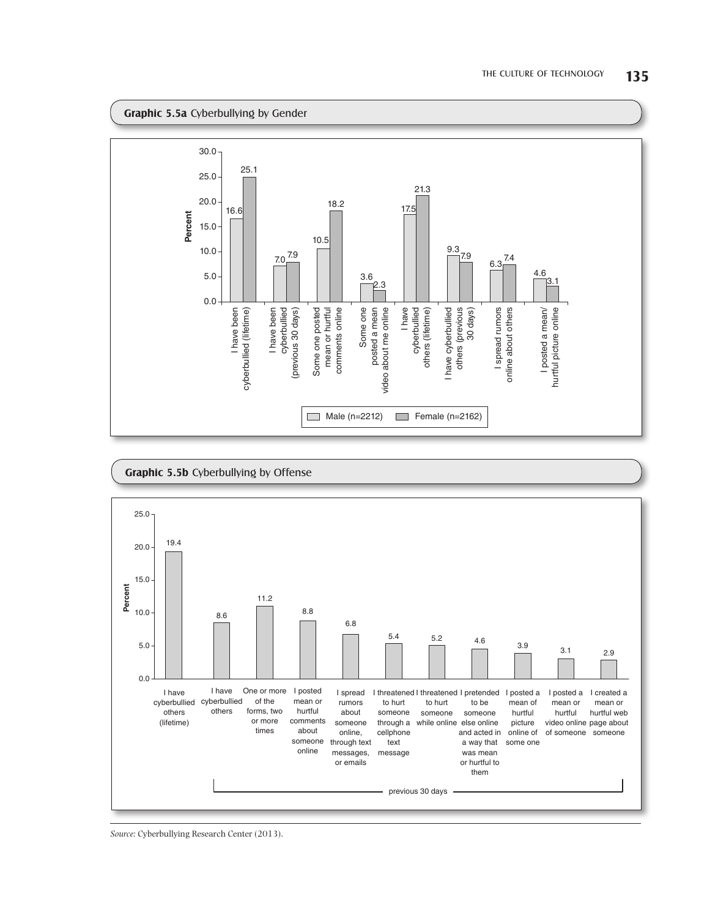**Graphic 5.5a** Cyberbullying by Gender

| | Male (n=2212) | Female (n=2162) |
|---|---|---|
| I have been cyberbullied (lifetime) | 16.6 | 25.1 |
| I have been cyberbullied (previous 30 days) | 7.0 | 7.9 |
| Some one posted mean or hurtful comments online | 10.5 | 18.2 |
| Some one posted a mean video about me online | 3.6 | 2.3 |
| I have cyberbullied others (lifetime) | 17.5 | 21.3 |
| I have cyberbullied others (previous 30 days) | 9.3 | 7.9 |
| I spread rumors online about others | 6.3 | 7.4 |
| I posted a mean/ hurtful picture online | 4.6 | 3.1 |

**Graphic 5.5b** Cyberbullying by Offense

| Offense | Percent |
|---|---|
| I have cyberbullied others (lifetime) | 19.4 |
| I have cyberbullied others | 8.6 |
| One or more of the forms, two or more times | 11.2 |
| I posted mean or hurtful comments about someone online | 8.8 |
| I spread rumors about someone online, through text messages, or emails | 6.8 |
| I threatened to hurt someone through a cellphone text message | 5.4 |
| I threatened to hurt someone while online | 5.2 |
| I pretended to be someone else online and acted in a way that was mean or hurtful to them | 4.6 |
| I posted a mean of hurtful picture online of some one | 3.9 |
| I posted a mean or hurtful video online of someone | 3.1 |
| I created a mean or hurtful web page about someone | 2.9 |

All items except "I have cyberbullied others (lifetime)": previous 30 days

*Source:* Cyberbullying Research Center (2013).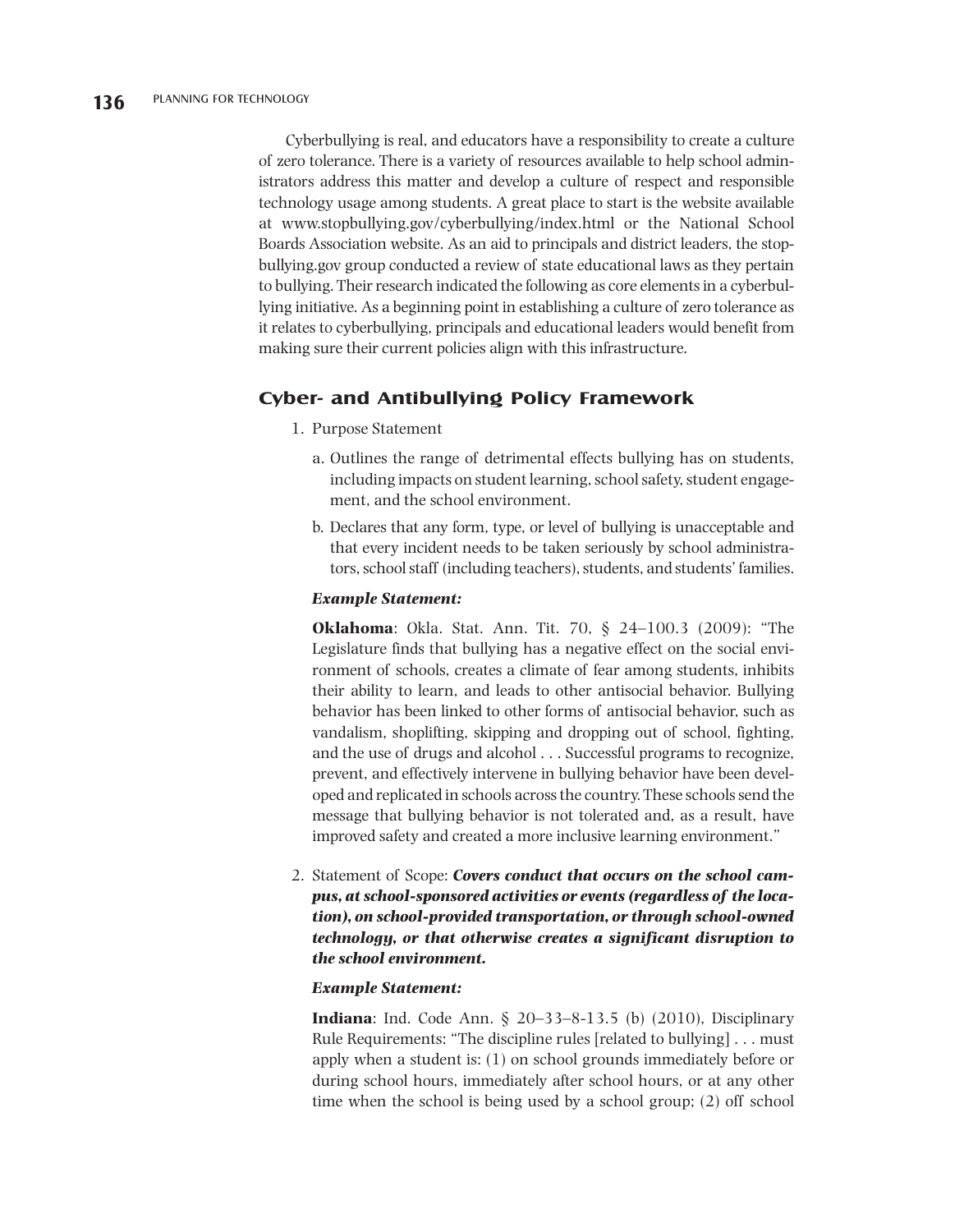Cyberbullying is real, and educators have a responsibility to create a culture of zero tolerance. There is a variety of resources available to help school administrators address this matter and develop a culture of respect and responsible technology usage among students. A great place to start is the website available at www.stopbullying.gov/cyberbullying/index.html or the National School Boards Association website. As an aid to principals and district leaders, the stopbullying.gov group conducted a review of state educational laws as they pertain to bullying. Their research indicated the following as core elements in a cyberbullying initiative. As a beginning point in establishing a culture of zero tolerance as it relates to cyberbullying, principals and educational leaders would benefit from making sure their current policies align with this infrastructure.

## Cyber- and Antibullying Policy Framework

1. Purpose Statement

   a. Outlines the range of detrimental effects bullying has on students, including impacts on student learning, school safety, student engagement, and the school environment.

   b. Declares that any form, type, or level of bullying is unacceptable and that every incident needs to be taken seriously by school administrators, school staff (including teachers), students, and students' families.

   ***Example Statement:***

   **Oklahoma**: Okla. Stat. Ann. Tit. 70, § 24–100.3 (2009): "The Legislature finds that bullying has a negative effect on the social environment of schools, creates a climate of fear among students, inhibits their ability to learn, and leads to other antisocial behavior. Bullying behavior has been linked to other forms of antisocial behavior, such as vandalism, shoplifting, skipping and dropping out of school, fighting, and the use of drugs and alcohol . . . Successful programs to recognize, prevent, and effectively intervene in bullying behavior have been developed and replicated in schools across the country. These schools send the message that bullying behavior is not tolerated and, as a result, have improved safety and created a more inclusive learning environment."

2. Statement of Scope: ***Covers conduct that occurs on the school campus, at school-sponsored activities or events (regardless of the location), on school-provided transportation, or through school-owned technology, or that otherwise creates a significant disruption to the school environment.***

   ***Example Statement:***

   **Indiana**: Ind. Code Ann. § 20–33–8-13.5 (b) (2010), Disciplinary Rule Requirements: "The discipline rules [related to bullying] . . . must apply when a student is: (1) on school grounds immediately before or during school hours, immediately after school hours, or at any other time when the school is being used by a school group; (2) off school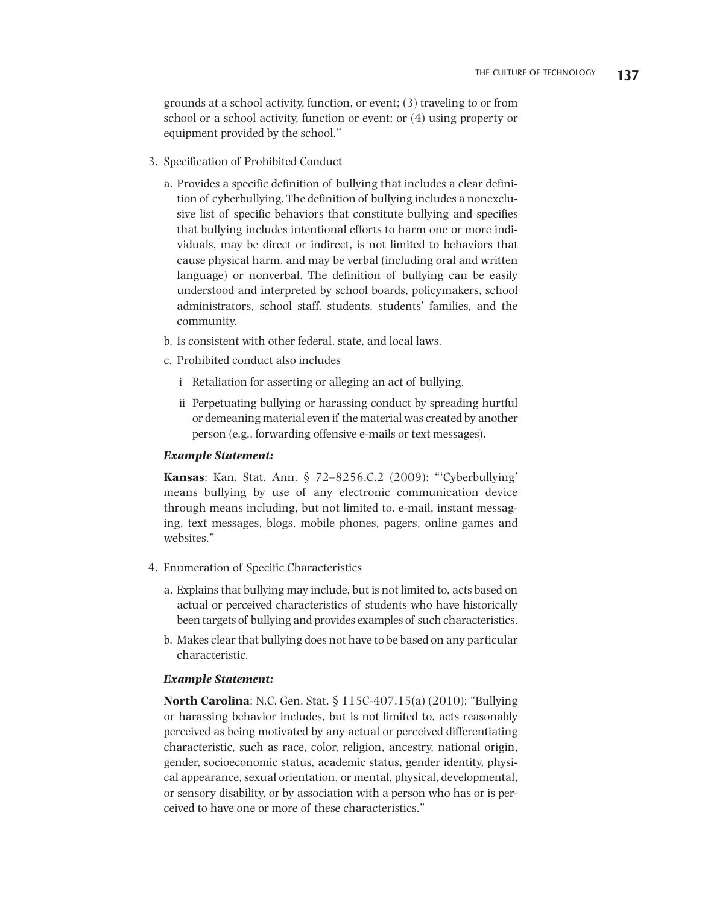grounds at a school activity, function, or event; (3) traveling to or from school or a school activity, function or event; or (4) using property or equipment provided by the school."

3. Specification of Prohibited Conduct

   a. Provides a specific definition of bullying that includes a clear definition of cyberbullying. The definition of bullying includes a nonexclusive list of specific behaviors that constitute bullying and specifies that bullying includes intentional efforts to harm one or more individuals, may be direct or indirect, is not limited to behaviors that cause physical harm, and may be verbal (including oral and written language) or nonverbal. The definition of bullying can be easily understood and interpreted by school boards, policymakers, school administrators, school staff, students, students' families, and the community.

   b. Is consistent with other federal, state, and local laws.

   c. Prohibited conduct also includes

      i Retaliation for asserting or alleging an act of bullying.

      ii Perpetuating bullying or harassing conduct by spreading hurtful or demeaning material even if the material was created by another person (e.g., forwarding offensive e-mails or text messages).

   ***Example Statement:***

   **Kansas**: Kan. Stat. Ann. § 72–8256.C.2 (2009): "'Cyberbullying' means bullying by use of any electronic communication device through means including, but not limited to, e-mail, instant messaging, text messages, blogs, mobile phones, pagers, online games and websites."

4. Enumeration of Specific Characteristics

   a. Explains that bullying may include, but is not limited to, acts based on actual or perceived characteristics of students who have historically been targets of bullying and provides examples of such characteristics.

   b. Makes clear that bullying does not have to be based on any particular characteristic.

   ***Example Statement:***

   **North Carolina**: N.C. Gen. Stat. § 115C-407.15(a) (2010): "Bullying or harassing behavior includes, but is not limited to, acts reasonably perceived as being motivated by any actual or perceived differentiating characteristic, such as race, color, religion, ancestry, national origin, gender, socioeconomic status, academic status, gender identity, physical appearance, sexual orientation, or mental, physical, developmental, or sensory disability, or by association with a person who has or is perceived to have one or more of these characteristics."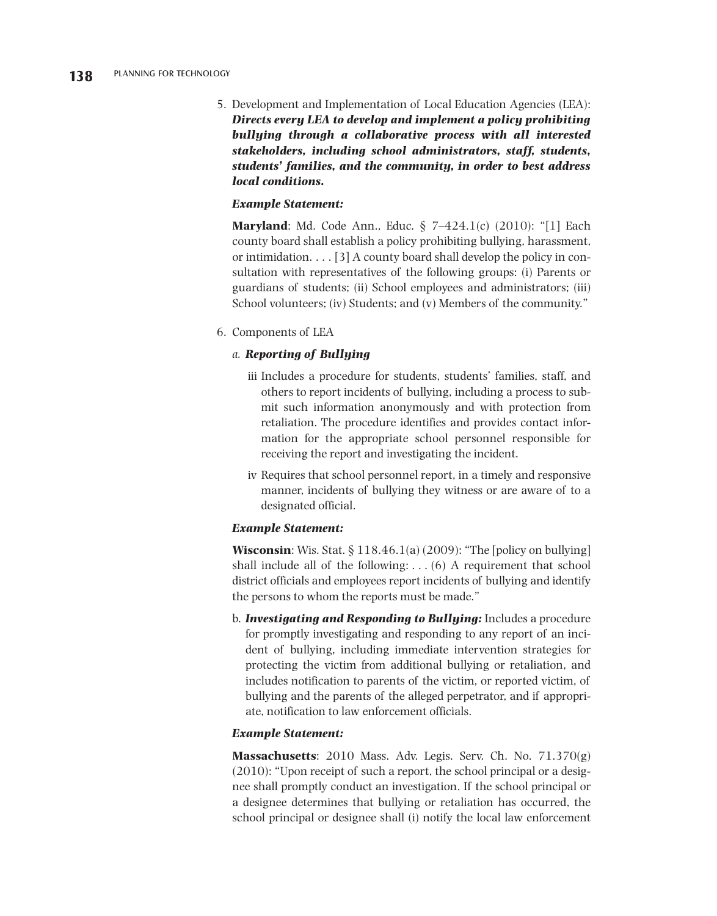5. Development and Implementation of Local Education Agencies (LEA): ***Directs every LEA to develop and implement a policy prohibiting bullying through a collaborative process with all interested stakeholders, including school administrators, staff, students, students' families, and the community, in order to best address local conditions.***

   ***Example Statement:***

   **Maryland**: Md. Code Ann., Educ. § 7–424.1(c) (2010): "[1] Each county board shall establish a policy prohibiting bullying, harassment, or intimidation. . . . [3] A county board shall develop the policy in consultation with representatives of the following groups: (i) Parents or guardians of students; (ii) School employees and administrators; (iii) School volunteers; (iv) Students; and (v) Members of the community."

6. Components of LEA

   a. ***Reporting of Bullying***

      iii Includes a procedure for students, students' families, staff, and others to report incidents of bullying, including a process to submit such information anonymously and with protection from retaliation. The procedure identifies and provides contact information for the appropriate school personnel responsible for receiving the report and investigating the incident.

      iv Requires that school personnel report, in a timely and responsive manner, incidents of bullying they witness or are aware of to a designated official.

   ***Example Statement:***

   **Wisconsin**: Wis. Stat. § 118.46.1(a) (2009): "The [policy on bullying] shall include all of the following: . . . (6) A requirement that school district officials and employees report incidents of bullying and identify the persons to whom the reports must be made."

   b. ***Investigating and Responding to Bullying:*** Includes a procedure for promptly investigating and responding to any report of an incident of bullying, including immediate intervention strategies for protecting the victim from additional bullying or retaliation, and includes notification to parents of the victim, or reported victim, of bullying and the parents of the alleged perpetrator, and if appropriate, notification to law enforcement officials.

   ***Example Statement:***

   **Massachusetts**: 2010 Mass. Adv. Legis. Serv. Ch. No. 71.370(g) (2010): "Upon receipt of such a report, the school principal or a designee shall promptly conduct an investigation. If the school principal or a designee determines that bullying or retaliation has occurred, the school principal or designee shall (i) notify the local law enforcement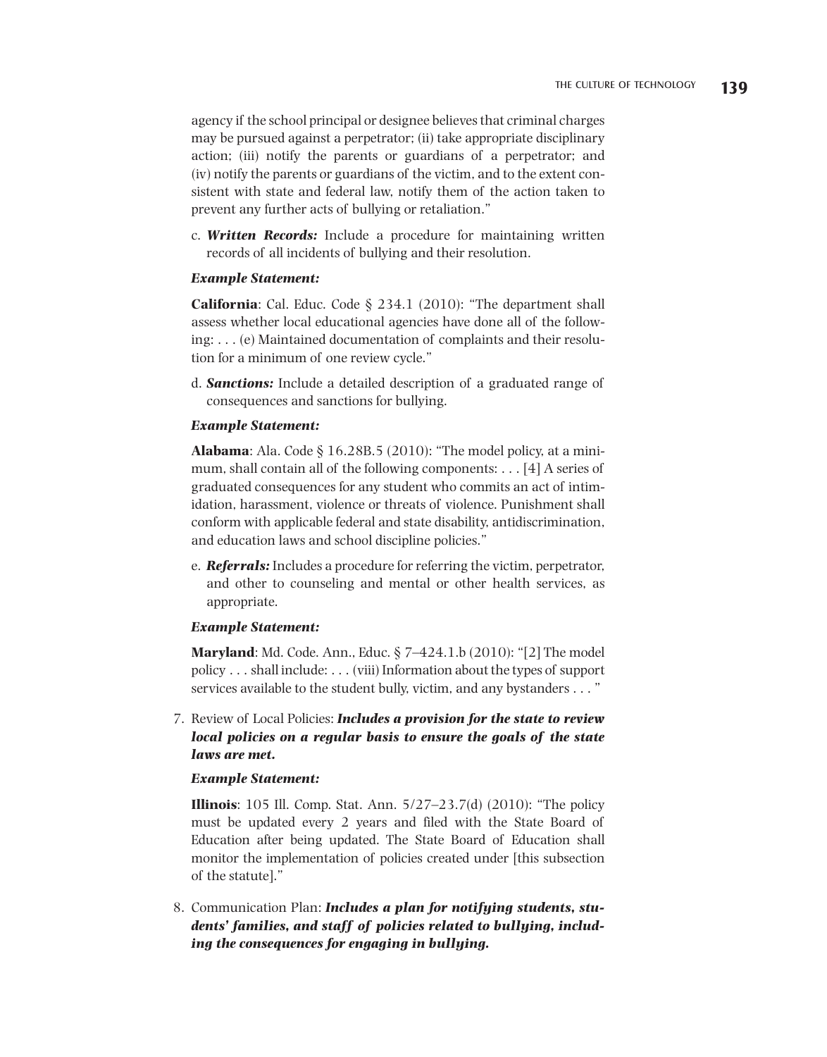agency if the school principal or designee believes that criminal charges may be pursued against a perpetrator; (ii) take appropriate disciplinary action; (iii) notify the parents or guardians of a perpetrator; and (iv) notify the parents or guardians of the victim, and to the extent consistent with state and federal law, notify them of the action taken to prevent any further acts of bullying or retaliation."

c. ***Written Records:*** Include a procedure for maintaining written records of all incidents of bullying and their resolution.

***Example Statement:***

**California**: Cal. Educ. Code § 234.1 (2010): "The department shall assess whether local educational agencies have done all of the following: . . . (e) Maintained documentation of complaints and their resolution for a minimum of one review cycle."

d. ***Sanctions:*** Include a detailed description of a graduated range of consequences and sanctions for bullying.

***Example Statement:***

**Alabama**: Ala. Code § 16.28B.5 (2010): "The model policy, at a minimum, shall contain all of the following components: . . . [4] A series of graduated consequences for any student who commits an act of intimidation, harassment, violence or threats of violence. Punishment shall conform with applicable federal and state disability, antidiscrimination, and education laws and school discipline policies."

e. ***Referrals:*** Includes a procedure for referring the victim, perpetrator, and other to counseling and mental or other health services, as appropriate.

***Example Statement:***

**Maryland**: Md. Code. Ann., Educ. § 7–424.1.b (2010): "[2] The model policy . . . shall include: . . . (viii) Information about the types of support services available to the student bully, victim, and any bystanders . . . "

7. Review of Local Policies: ***Includes a provision for the state to review local policies on a regular basis to ensure the goals of the state laws are met.***

***Example Statement:***

**Illinois**: 105 Ill. Comp. Stat. Ann. 5/27–23.7(d) (2010): "The policy must be updated every 2 years and filed with the State Board of Education after being updated. The State Board of Education shall monitor the implementation of policies created under [this subsection of the statute]."

8. Communication Plan: ***Includes a plan for notifying students, students' families, and staff of policies related to bullying, including the consequences for engaging in bullying.***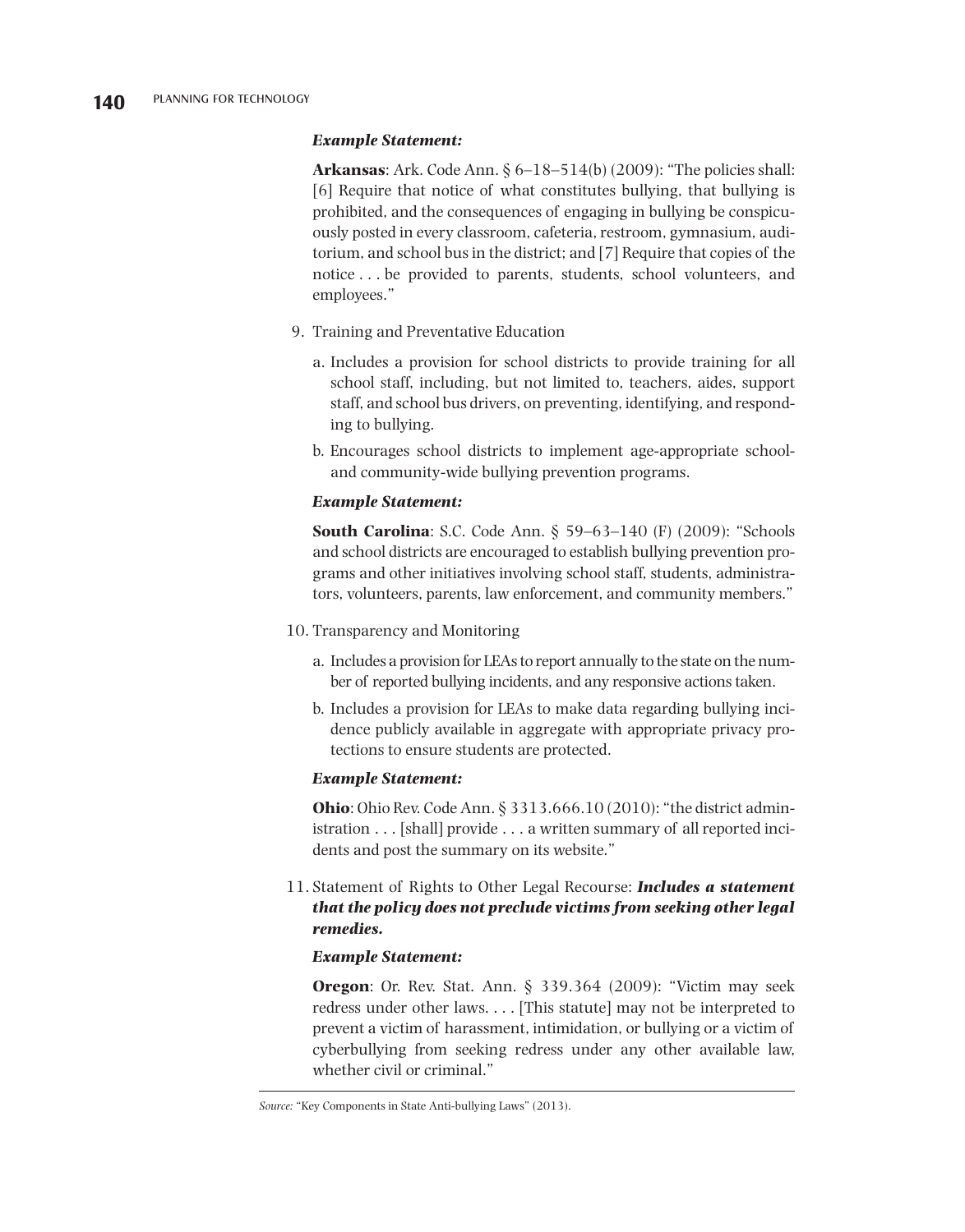***Example Statement:***

**Arkansas**: Ark. Code Ann. § 6–18–514(b) (2009): "The policies shall: [6] Require that notice of what constitutes bullying, that bullying is prohibited, and the consequences of engaging in bullying be conspicuously posted in every classroom, cafeteria, restroom, gymnasium, auditorium, and school bus in the district; and [7] Require that copies of the notice . . . be provided to parents, students, school volunteers, and employees."

9. Training and Preventative Education
   a. Includes a provision for school districts to provide training for all school staff, including, but not limited to, teachers, aides, support staff, and school bus drivers, on preventing, identifying, and responding to bullying.
   b. Encourages school districts to implement age-appropriate school- and community-wide bullying prevention programs.

***Example Statement:***

**South Carolina**: S.C. Code Ann. § 59–63–140 (F) (2009): "Schools and school districts are encouraged to establish bullying prevention programs and other initiatives involving school staff, students, administrators, volunteers, parents, law enforcement, and community members."

10. Transparency and Monitoring
    a. Includes a provision for LEAs to report annually to the state on the number of reported bullying incidents, and any responsive actions taken.
    b. Includes a provision for LEAs to make data regarding bullying incidence publicly available in aggregate with appropriate privacy protections to ensure students are protected.

***Example Statement:***

**Ohio**: Ohio Rev. Code Ann. § 3313.666.10 (2010): "the district administration . . . [shall] provide . . . a written summary of all reported incidents and post the summary on its website."

11. Statement of Rights to Other Legal Recourse: ***Includes a statement that the policy does not preclude victims from seeking other legal remedies.***

***Example Statement:***

**Oregon**: Or. Rev. Stat. Ann. § 339.364 (2009): "Victim may seek redress under other laws. . . . [This statute] may not be interpreted to prevent a victim of harassment, intimidation, or bullying or a victim of cyberbullying from seeking redress under any other available law, whether civil or criminal."

*Source:* "Key Components in State Anti-bullying Laws" (2013).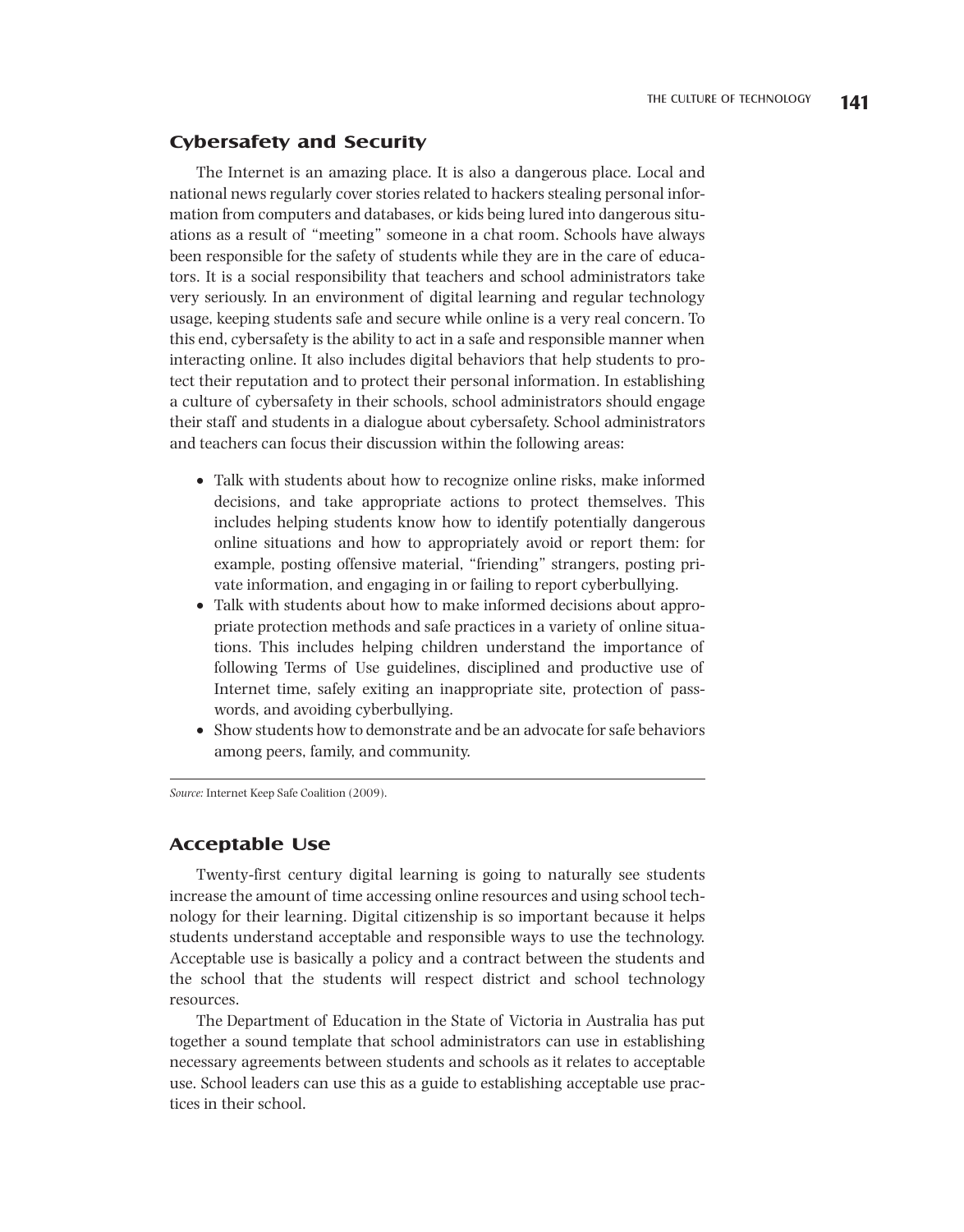## Cybersafety and Security

The Internet is an amazing place. It is also a dangerous place. Local and national news regularly cover stories related to hackers stealing personal information from computers and databases, or kids being lured into dangerous situations as a result of "meeting" someone in a chat room. Schools have always been responsible for the safety of students while they are in the care of educators. It is a social responsibility that teachers and school administrators take very seriously. In an environment of digital learning and regular technology usage, keeping students safe and secure while online is a very real concern. To this end, cybersafety is the ability to act in a safe and responsible manner when interacting online. It also includes digital behaviors that help students to protect their reputation and to protect their personal information. In establishing a culture of cybersafety in their schools, school administrators should engage their staff and students in a dialogue about cybersafety. School administrators and teachers can focus their discussion within the following areas:

- Talk with students about how to recognize online risks, make informed decisions, and take appropriate actions to protect themselves. This includes helping students know how to identify potentially dangerous online situations and how to appropriately avoid or report them: for example, posting offensive material, "friending" strangers, posting private information, and engaging in or failing to report cyberbullying.
- Talk with students about how to make informed decisions about appropriate protection methods and safe practices in a variety of online situations. This includes helping children understand the importance of following Terms of Use guidelines, disciplined and productive use of Internet time, safely exiting an inappropriate site, protection of passwords, and avoiding cyberbullying.
- Show students how to demonstrate and be an advocate for safe behaviors among peers, family, and community.

*Source:* Internet Keep Safe Coalition (2009).

## Acceptable Use

Twenty-first century digital learning is going to naturally see students increase the amount of time accessing online resources and using school technology for their learning. Digital citizenship is so important because it helps students understand acceptable and responsible ways to use the technology. Acceptable use is basically a policy and a contract between the students and the school that the students will respect district and school technology resources.

The Department of Education in the State of Victoria in Australia has put together a sound template that school administrators can use in establishing necessary agreements between students and schools as it relates to acceptable use. School leaders can use this as a guide to establishing acceptable use practices in their school.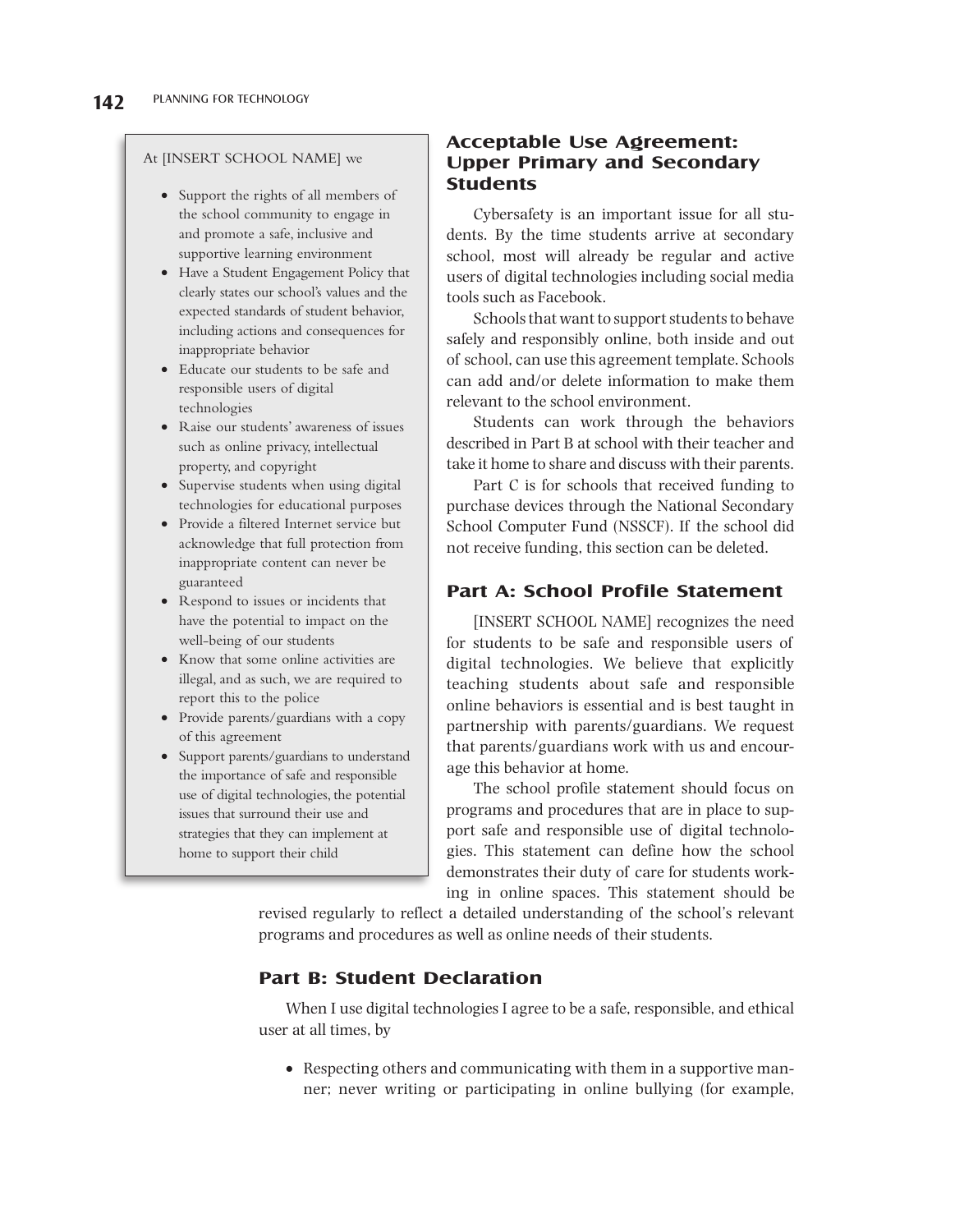At [INSERT SCHOOL NAME] we

- Support the rights of all members of the school community to engage in and promote a safe, inclusive and supportive learning environment
- Have a Student Engagement Policy that clearly states our school's values and the expected standards of student behavior, including actions and consequences for inappropriate behavior
- Educate our students to be safe and responsible users of digital technologies
- Raise our students' awareness of issues such as online privacy, intellectual property, and copyright
- Supervise students when using digital technologies for educational purposes
- Provide a filtered Internet service but acknowledge that full protection from inappropriate content can never be guaranteed
- Respond to issues or incidents that have the potential to impact on the well-being of our students
- Know that some online activities are illegal, and as such, we are required to report this to the police
- Provide parents/guardians with a copy of this agreement
- Support parents/guardians to understand the importance of safe and responsible use of digital technologies, the potential issues that surround their use and strategies that they can implement at home to support their child

## Acceptable Use Agreement: Upper Primary and Secondary Students

Cybersafety is an important issue for all students. By the time students arrive at secondary school, most will already be regular and active users of digital technologies including social media tools such as Facebook.

Schools that want to support students to behave safely and responsibly online, both inside and out of school, can use this agreement template. Schools can add and/or delete information to make them relevant to the school environment.

Students can work through the behaviors described in Part B at school with their teacher and take it home to share and discuss with their parents.

Part C is for schools that received funding to purchase devices through the National Secondary School Computer Fund (NSSCF). If the school did not receive funding, this section can be deleted.

### Part A: School Profile Statement

[INSERT SCHOOL NAME] recognizes the need for students to be safe and responsible users of digital technologies. We believe that explicitly teaching students about safe and responsible online behaviors is essential and is best taught in partnership with parents/guardians. We request that parents/guardians work with us and encourage this behavior at home.

The school profile statement should focus on programs and procedures that are in place to support safe and responsible use of digital technologies. This statement can define how the school demonstrates their duty of care for students working in online spaces. This statement should be revised regularly to reflect a detailed understanding of the school's relevant programs and procedures as well as online needs of their students.

### Part B: Student Declaration

When I use digital technologies I agree to be a safe, responsible, and ethical user at all times, by

- Respecting others and communicating with them in a supportive manner; never writing or participating in online bullying (for example,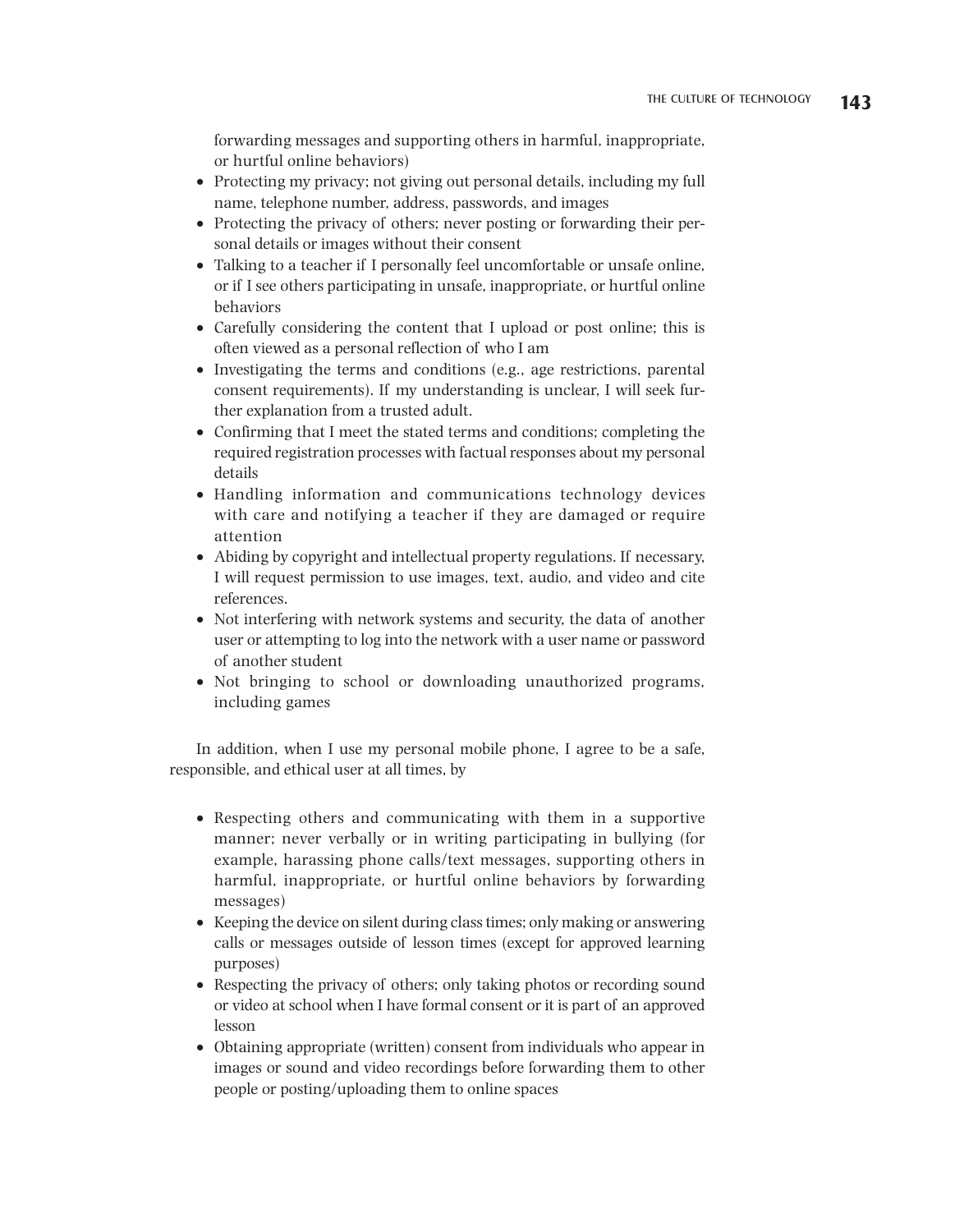forwarding messages and supporting others in harmful, inappropriate, or hurtful online behaviors)

- Protecting my privacy; not giving out personal details, including my full name, telephone number, address, passwords, and images
- Protecting the privacy of others; never posting or forwarding their personal details or images without their consent
- Talking to a teacher if I personally feel uncomfortable or unsafe online, or if I see others participating in unsafe, inappropriate, or hurtful online behaviors
- Carefully considering the content that I upload or post online; this is often viewed as a personal reflection of who I am
- Investigating the terms and conditions (e.g., age restrictions, parental consent requirements). If my understanding is unclear, I will seek further explanation from a trusted adult.
- Confirming that I meet the stated terms and conditions; completing the required registration processes with factual responses about my personal details
- Handling information and communications technology devices with care and notifying a teacher if they are damaged or require attention
- Abiding by copyright and intellectual property regulations. If necessary, I will request permission to use images, text, audio, and video and cite references.
- Not interfering with network systems and security, the data of another user or attempting to log into the network with a user name or password of another student
- Not bringing to school or downloading unauthorized programs, including games

In addition, when I use my personal mobile phone, I agree to be a safe, responsible, and ethical user at all times, by

- Respecting others and communicating with them in a supportive manner; never verbally or in writing participating in bullying (for example, harassing phone calls/text messages, supporting others in harmful, inappropriate, or hurtful online behaviors by forwarding messages)
- Keeping the device on silent during class times; only making or answering calls or messages outside of lesson times (except for approved learning purposes)
- Respecting the privacy of others; only taking photos or recording sound or video at school when I have formal consent or it is part of an approved lesson
- Obtaining appropriate (written) consent from individuals who appear in images or sound and video recordings before forwarding them to other people or posting/uploading them to online spaces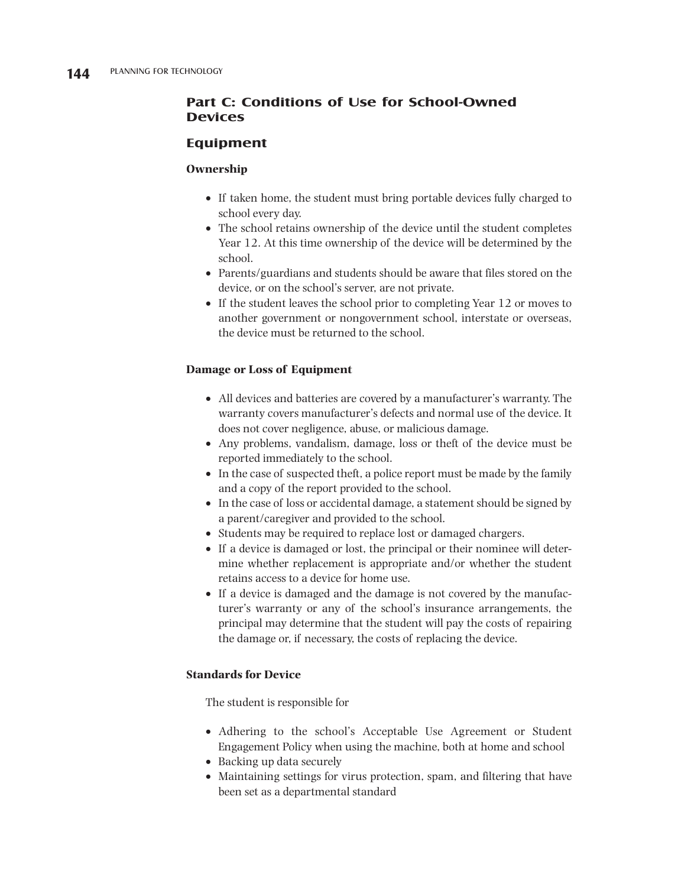## Part C: Conditions of Use for School-Owned Devices

### Equipment

#### Ownership

- If taken home, the student must bring portable devices fully charged to school every day.
- The school retains ownership of the device until the student completes Year 12. At this time ownership of the device will be determined by the school.
- Parents/guardians and students should be aware that files stored on the device, or on the school's server, are not private.
- If the student leaves the school prior to completing Year 12 or moves to another government or nongovernment school, interstate or overseas, the device must be returned to the school.

#### Damage or Loss of Equipment

- All devices and batteries are covered by a manufacturer's warranty. The warranty covers manufacturer's defects and normal use of the device. It does not cover negligence, abuse, or malicious damage.
- Any problems, vandalism, damage, loss or theft of the device must be reported immediately to the school.
- In the case of suspected theft, a police report must be made by the family and a copy of the report provided to the school.
- In the case of loss or accidental damage, a statement should be signed by a parent/caregiver and provided to the school.
- Students may be required to replace lost or damaged chargers.
- If a device is damaged or lost, the principal or their nominee will determine whether replacement is appropriate and/or whether the student retains access to a device for home use.
- If a device is damaged and the damage is not covered by the manufacturer's warranty or any of the school's insurance arrangements, the principal may determine that the student will pay the costs of repairing the damage or, if necessary, the costs of replacing the device.

#### Standards for Device

The student is responsible for

- Adhering to the school's Acceptable Use Agreement or Student Engagement Policy when using the machine, both at home and school
- Backing up data securely
- Maintaining settings for virus protection, spam, and filtering that have been set as a departmental standard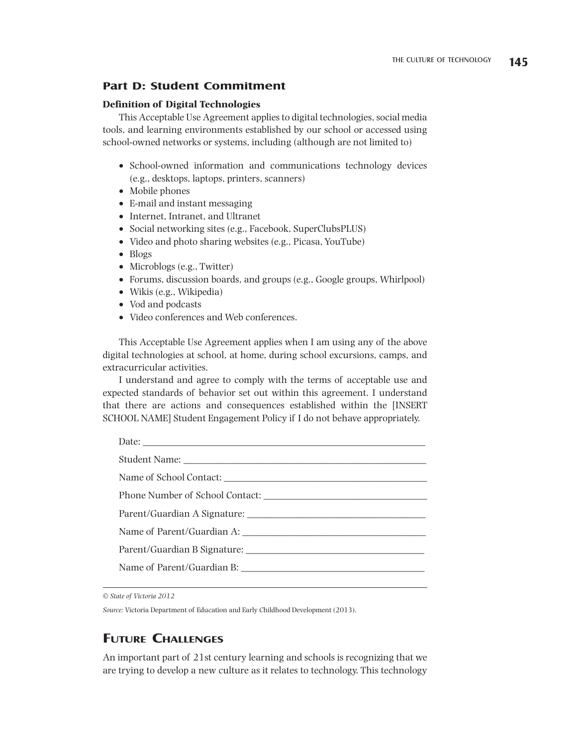## Part D: Student Commitment

### Definition of Digital Technologies

This Acceptable Use Agreement applies to digital technologies, social media tools, and learning environments established by our school or accessed using school-owned networks or systems, including (although are not limited to)

- School-owned information and communications technology devices (e.g., desktops, laptops, printers, scanners)
- Mobile phones
- E-mail and instant messaging
- Internet, Intranet, and Ultranet
- Social networking sites (e.g., Facebook, SuperClubsPLUS)
- Video and photo sharing websites (e.g., Picasa, YouTube)
- Blogs
- Microblogs (e.g., Twitter)
- Forums, discussion boards, and groups (e.g., Google groups, Whirlpool)
- Wikis (e.g., Wikipedia)
- Vod and podcasts
- Video conferences and Web conferences.

This Acceptable Use Agreement applies when I am using any of the above digital technologies at school, at home, during school excursions, camps, and extracurricular activities.

I understand and agree to comply with the terms of acceptable use and expected standards of behavior set out within this agreement. I understand that there are actions and consequences established within the [INSERT SCHOOL NAME] Student Engagement Policy if I do not behave appropriately.

Date: ______________________________

Student Name: ______________________________

Name of School Contact: ______________________________

Phone Number of School Contact: ______________________________

Parent/Guardian A Signature: ______________________________

Name of Parent/Guardian A: ______________________________

Parent/Guardian B Signature: ______________________________

Name of Parent/Guardian B: ______________________________

*© State of Victoria 2012*

*Source:* Victoria Department of Education and Early Childhood Development (2013).

## Future Challenges

An important part of 21st century learning and schools is recognizing that we are trying to develop a new culture as it relates to technology. This technology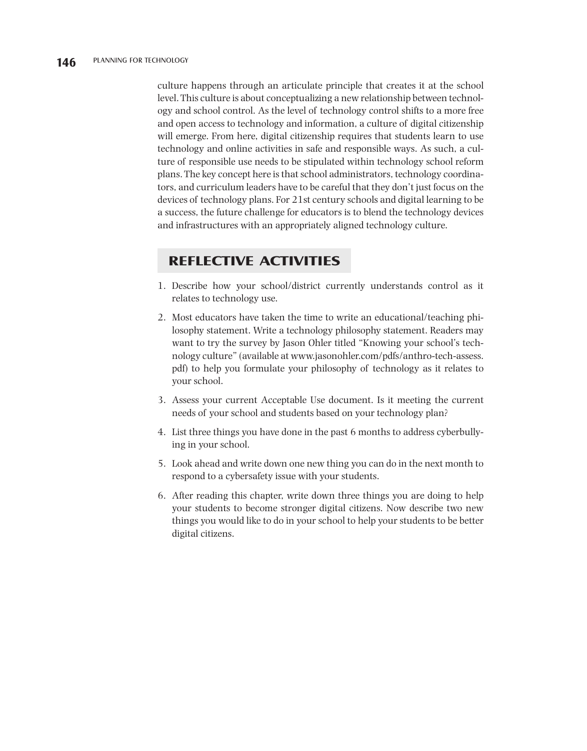culture happens through an articulate principle that creates it at the school level. This culture is about conceptualizing a new relationship between technology and school control. As the level of technology control shifts to a more free and open access to technology and information, a culture of digital citizenship will emerge. From here, digital citizenship requires that students learn to use technology and online activities in safe and responsible ways. As such, a culture of responsible use needs to be stipulated within technology school reform plans. The key concept here is that school administrators, technology coordinators, and curriculum leaders have to be careful that they don't just focus on the devices of technology plans. For 21st century schools and digital learning to be a success, the future challenge for educators is to blend the technology devices and infrastructures with an appropriately aligned technology culture.

## REFLECTIVE ACTIVITIES

1. Describe how your school/district currently understands control as it relates to technology use.
2. Most educators have taken the time to write an educational/teaching philosophy statement. Write a technology philosophy statement. Readers may want to try the survey by Jason Ohler titled "Knowing your school's technology culture" (available at www.jasonohler.com/pdfs/anthro-tech-assess.pdf) to help you formulate your philosophy of technology as it relates to your school.
3. Assess your current Acceptable Use document. Is it meeting the current needs of your school and students based on your technology plan?
4. List three things you have done in the past 6 months to address cyberbullying in your school.
5. Look ahead and write down one new thing you can do in the next month to respond to a cybersafety issue with your students.
6. After reading this chapter, write down three things you are doing to help your students to become stronger digital citizens. Now describe two new things you would like to do in your school to help your students to be better digital citizens.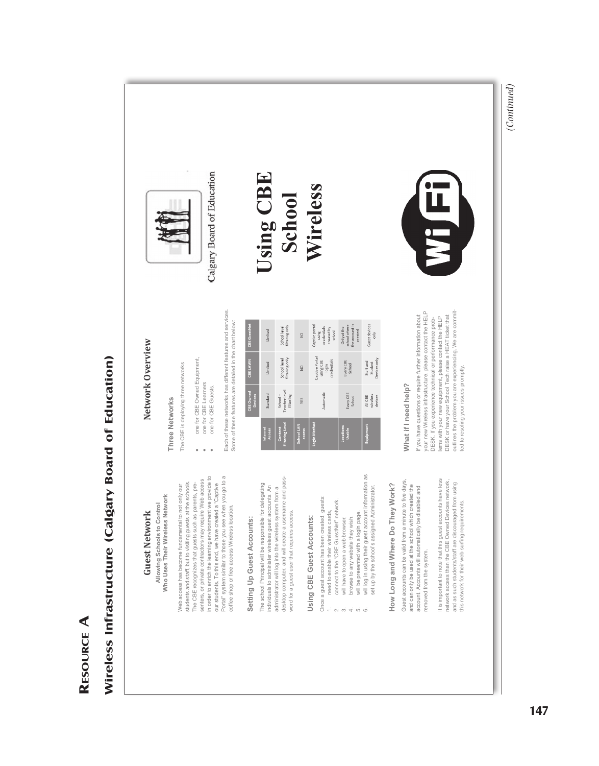# Resource A

## Wireless Infrastructure (Calgary Board of Education)

### Guest Network

**Allowing Schools to Control Who Uses Their Wireless Network**

Web access has become fundamental to not only our students and staff, but to visiting guests at the schools. The CBE recognizes that guests such as parents, presenters, or private contractors may require Web access in order to enrich the learning environment we provide to our students. To this end, we have created a "Captive Portal" system similar to those you see when you go to a coffee shop or free access Wireless location.

#### Setting Up Guest Accounts:

The school Principal will be responsible for delegating individuals to administer wireless guest accounts. An administrator will log into the wireless system from a desktop computer, and will create a username and password for a guest user that requires access.

#### Using CBE Guest Accounts:

Once a guest account has been created, guests:

1. need to enable their wireless cards,
2. connect to the 'CBE GuestNet' network.
3. will have to open a web browser,
4. browse to any website they wish.
5. will be presented with a login page.
6. will log in using their guest account information as set up by the school's assigned Administrator.

#### How Long and Where Do They Work?

Guest accounts can be valid from a minute to five days, and can only be used at the school which created the account. Accounts will automatically be disabled and removed from the system.

It is important to note that this guest accounts have less network access than the CBE Owned Devices network, and as such students/staff are discouraged from using this network for their web surfing requirements.

### Network Overview

#### Three Networks

The CBE is deploying three networks

- one for CBE Owned Equipment,
- one for CBE Learners
- one for CBE Guests.

Each of these networks has different features and services. Some of these features are detailed in the chart below:

| | CBE Owned Devices | CBE LAWN | CBE GuestNet |
|---|---|---|---|
| Internet Access | Standard | Limited | Limited |
| Content Filtering Level | School + Teacher level filtering | School level filtering only | School level filtering only |
| School LAN access | YES | NO | NO |
| Login Method | Automatic | Captive Portal using CBE login credentials | Captive portal using credentials created by school |
| Locations Usable | Every CBE School | Every CBE School | Only at the school where the account is created |
| Equipment | All CBE wireless devices | Staff and Student Devices only | Guest devices only |

#### What if I need help?

If you have questions or require further information about your new Wireless infrastructure, please contact the HELP DESK. If you experience technical or performance problems with your new equipment, please contact the HELP DESK or have your School Tech raise a HEAT ticket that outlines the problem you are experiencing. We are committed to resolving your issues promptly.

Calgary Board of Education

# Using CBE School Wireless

Wi Fi

*(Continued)*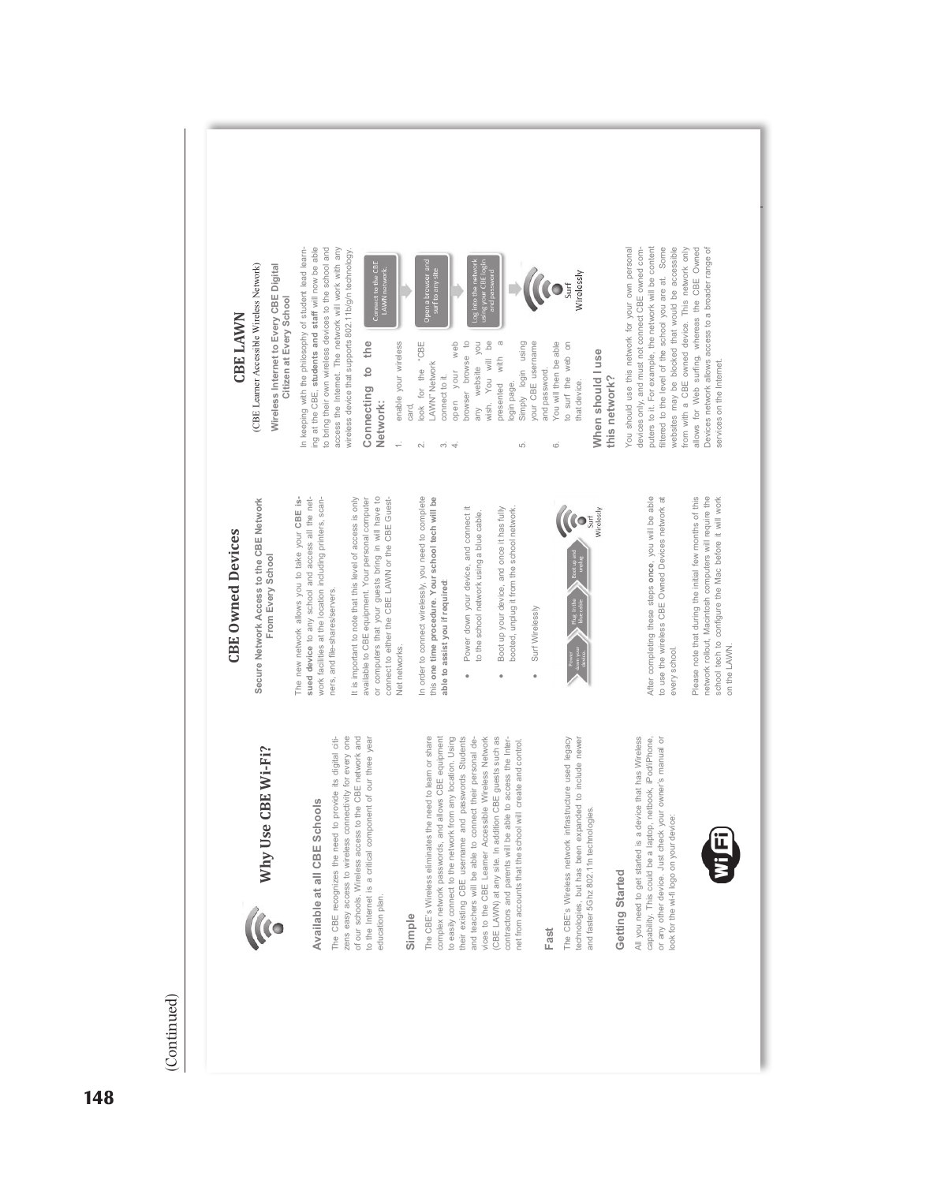(Continued)

# Why Use CBE Wi-Fi?

## Available at all CBE Schools

The CBE recognizes the need to provide its digital citizens easy access to wireless connectivity for every one of our schools. Wireless access to the CBE network and to the Internet is a critical component of our three year education plan.

## Simple

The CBE's Wireless eliminates the need to learn or share complex network passwords, and allows CBE equipment to easily connect to the network from any location. Using their existing CBE username and passwords Students and teachers will be able to connect their personal devices to the CBE Learner Accessible Wireless Network (CBE LAWN) at any site. In addition CBE guests such as contractors and parents will be able to access the Internet from accounts that the school will create and control.

## Fast

The CBE's Wireless network infrastructure used legacy technologies, but has been expanded to include newer and faster 5Ghz 802.11n technologies.

## Getting Started

All you need to get started is a device that has Wireless capability. This could be a laptop, netbook, iPod/iPhone, or any other device. Just check your owner's manual or look for the wi-fi logo on your device.

# CBE Owned Devices

**Secure Network Access to the CBE Network From Every School**

The new network allows you to take your **CBE issued device** to any school and access all the network facilities at the location including printers, scanners, and file-shares/servers.

It is important to note that this level of access is only available to CBE equipment. Your personal computer or computers that your guests bring in will have to connect to either the CBE LAWN or the CBE Guest-Net networks.

In order to connect wirelessly, you need to complete this **one time procedure. Your school tech will be able to assist you if required**:

- Power down your device, and connect it to the school network using a blue cable.
- Boot up your device, and once it has fully booted, unplug it from the school network.
- Surf Wirelessly

Power down your device → Plug in the blue cable → Boot up and unplug → Surf Wirelessly

After completing these steps **once**, you will be able to use the wireless CBE Owned Devices network at every school.

Please note that during the initial few months of this network rollout, Macintosh computers will require the school tech to configure the Mac before it will work on the LAWN.

# CBE LAWN

(CBE Learner Accessible Wireless Network)

**Wireless Internet to Every CBE Digital Citizen at Every School**

In keeping with the philosophy of student lead learning at the CBE, **students and staff** will now be able to bring their own wireless devices to the school and access the Internet. The network will work with any wireless device that supports 802.11b/g/n technology.

## Connecting to the Network:

1. enable your wireless card,
2. look for the "CBE LAWN" Network
3. connect to it.
4. open your web browser browse to any website you wish. You will be presented with a login page.
5. Simply login using your CBE username and password.
6. You will then be able to surf the web on that device.

Connect to the CBE LAWN network. → Open a browser and surf to any site → Log into the network using your CBE login and password → Surf Wirelessly

## When should I use this network?

You should use this network for your own personal devices only, and must not connect CBE owned computers to it. For example, the network will be content filtered to the level of the school you are at. Some websites may be blocked that would be accessible from with a CBE owned device. This network only allows for Web surfing, whereas the CBE Owned Devices network allows access to a broader range of services on the Internet.